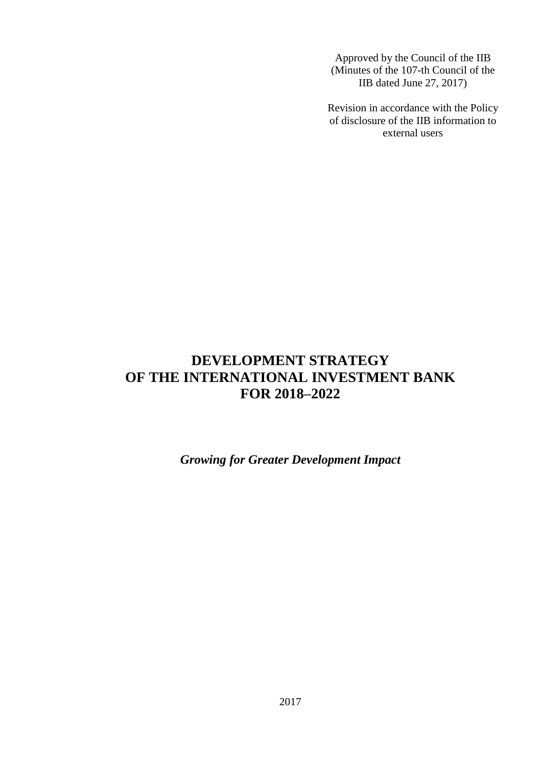Approved by the Council of the IIB
(Minutes of the 107-th Council of the IIB dated June 27, 2017)

Revision in accordance with the Policy of disclosure of the IIB information to external users

# DEVELOPMENT STRATEGY OF THE INTERNATIONAL INVESTMENT BANK FOR 2018–2022

***Growing for Greater Development Impact***

2017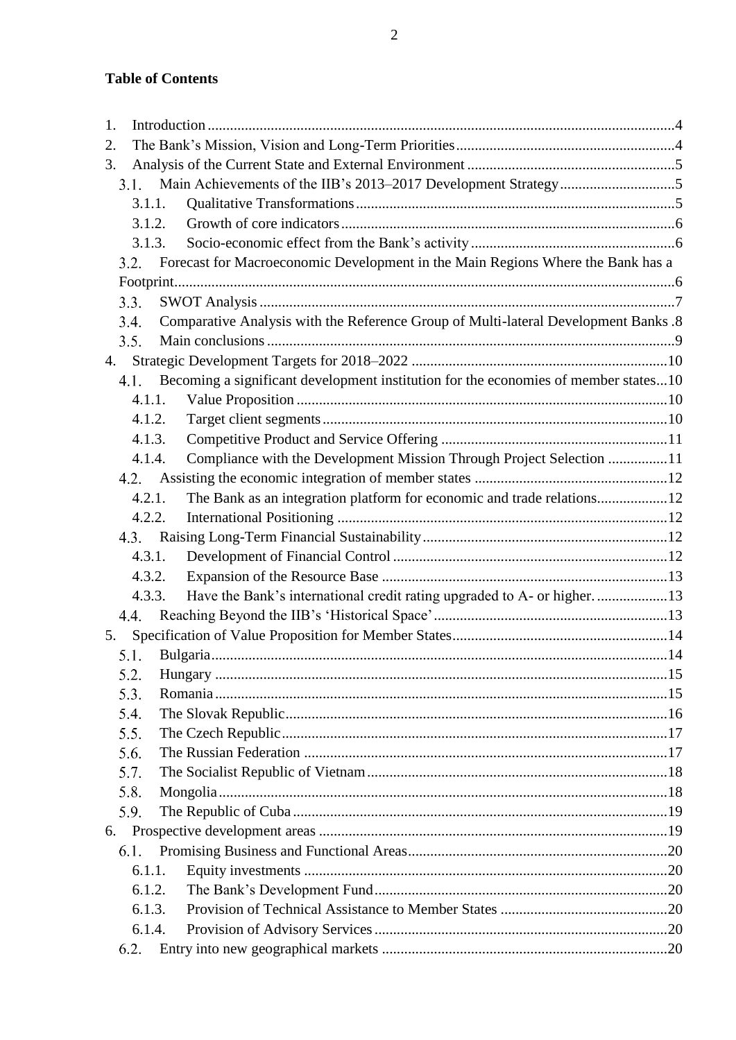**Table of Contents**

1. Introduction .......................................................................................................................4
2. The Bank's Mission, Vision and Long-Term Priorities ..........................................................4
3. Analysis of the Current State and External Environment .......................................................5
   3.1. Main Achievements of the IIB's 2013–2017 Development Strategy ................................5
      3.1.1. Qualitative Transformations ......................................................................................5
      3.1.2. Growth of core indicators ..........................................................................................6
      3.1.3. Socio-economic effect from the Bank's activity ..........................................................6
   3.2. Forecast for Macroeconomic Development in the Main Regions Where the Bank has a Footprint ...........................................................................................................................6
   3.3. SWOT Analysis ..............................................................................................................7
   3.4. Comparative Analysis with the Reference Group of Multi-lateral Development Banks .8
   3.5. Main conclusions ............................................................................................................9
4. Strategic Development Targets for 2018–2022 .....................................................................10
   4.1. Becoming a significant development institution for the economies of member states...10
      4.1.1. Value Proposition ....................................................................................................10
      4.1.2. Target client segments .............................................................................................10
      4.1.3. Competitive Product and Service Offering ...............................................................11
      4.1.4. Compliance with the Development Mission Through Project Selection ...................11
   4.2. Assisting the economic integration of member states .....................................................12
      4.2.1. The Bank as an integration platform for economic and trade relations ......................12
      4.2.2. International Positioning ...........................................................................................12
   4.3. Raising Long-Term Financial Sustainability ...................................................................12
      4.3.1. Development of Financial Control ............................................................................12
      4.3.2. Expansion of the Resource Base ..............................................................................13
      4.3.3. Have the Bank's international credit rating upgraded to A- or higher. ......................13
   4.4. Reaching Beyond the IIB's 'Historical Space' .................................................................13
5. Specification of Value Proposition for Member States ..........................................................14
   5.1. Bulgaria ..........................................................................................................................14
   5.2. Hungary .........................................................................................................................15
   5.3. Romania .........................................................................................................................15
   5.4. The Slovak Republic .......................................................................................................16
   5.5. The Czech Republic ........................................................................................................17
   5.6. The Russian Federation ..................................................................................................17
   5.7. The Socialist Republic of Vietnam ..................................................................................18
   5.8. Mongolia ........................................................................................................................18
   5.9. The Republic of Cuba .....................................................................................................19
6. Prospective development areas ..............................................................................................19
   6.1. Promising Business and Functional Areas .......................................................................20
      6.1.1. Equity investments ...................................................................................................20
      6.1.2. The Bank's Development Fund .................................................................................20
      6.1.3. Provision of Technical Assistance to Member States ................................................20
      6.1.4. Provision of Advisory Services .................................................................................20
   6.2. Entry into new geographical markets .............................................................................20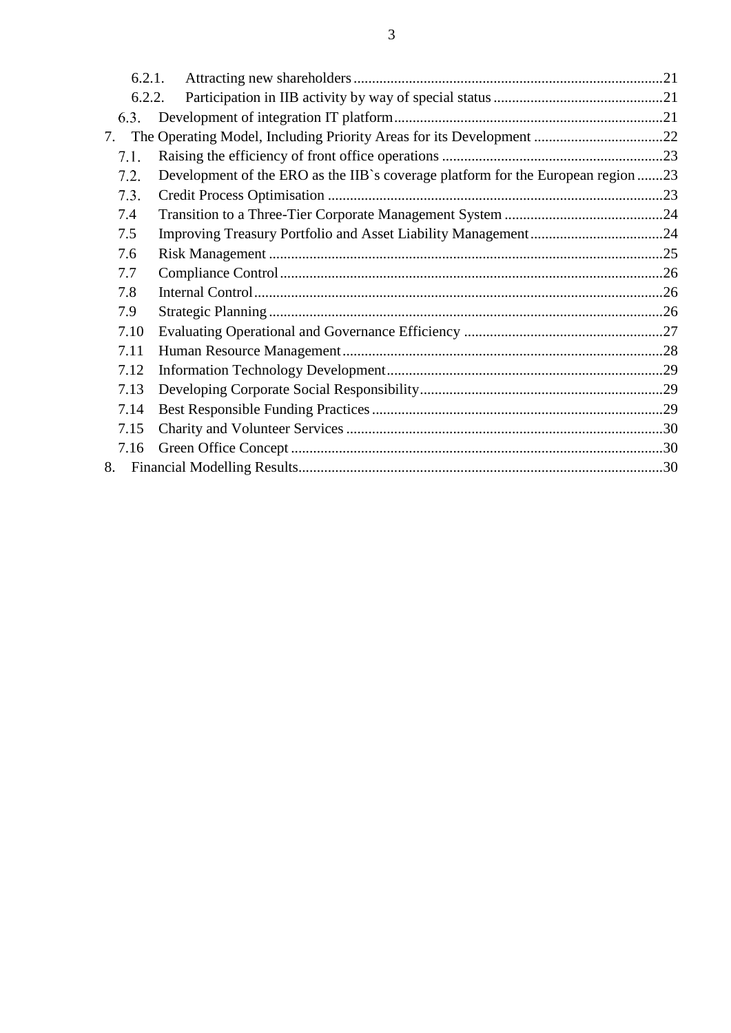- 6.2.1. Attracting new shareholders ....................................................................................21
- 6.2.2. Participation in IIB activity by way of special status ..............................................21
- 6.3. Development of integration IT platform.........................................................................21

7. The Operating Model, Including Priority Areas for its Development ...................................22
   - 7.1. Raising the efficiency of front office operations ............................................................23
   - 7.2. Development of the ERO as the IIB`s coverage platform for the European region .......23
   - 7.3. Credit Process Optimisation ...........................................................................................23
   - 7.4 Transition to a Three-Tier Corporate Management System ...........................................24
   - 7.5 Improving Treasury Portfolio and Asset Liability Management....................................24
   - 7.6 Risk Management ...........................................................................................................25
   - 7.7 Compliance Control........................................................................................................26
   - 7.8 Internal Control...............................................................................................................26
   - 7.9 Strategic Planning ...........................................................................................................26
   - 7.10 Evaluating Operational and Governance Efficiency ......................................................27
   - 7.11 Human Resource Management.......................................................................................28
   - 7.12 Information Technology Development...........................................................................29
   - 7.13 Developing Corporate Social Responsibility..................................................................29
   - 7.14 Best Responsible Funding Practices ...............................................................................29
   - 7.15 Charity and Volunteer Services ......................................................................................30
   - 7.16 Green Office Concept .....................................................................................................30
8. Financial Modelling Results...................................................................................................30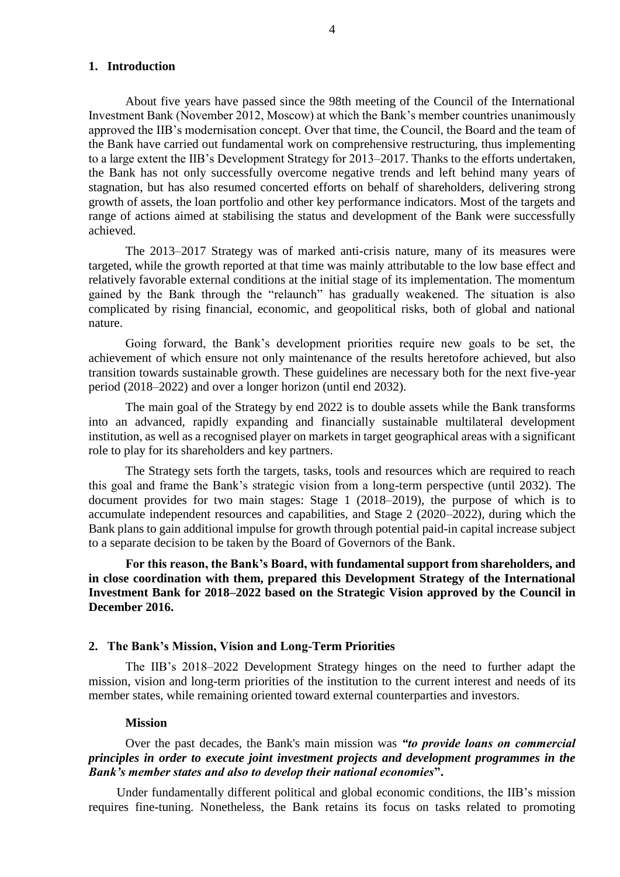## 1. Introduction

About five years have passed since the 98th meeting of the Council of the International Investment Bank (November 2012, Moscow) at which the Bank's member countries unanimously approved the IIB's modernisation concept. Over that time, the Council, the Board and the team of the Bank have carried out fundamental work on comprehensive restructuring, thus implementing to a large extent the IIB's Development Strategy for 2013–2017. Thanks to the efforts undertaken, the Bank has not only successfully overcome negative trends and left behind many years of stagnation, but has also resumed concerted efforts on behalf of shareholders, delivering strong growth of assets, the loan portfolio and other key performance indicators. Most of the targets and range of actions aimed at stabilising the status and development of the Bank were successfully achieved.

The 2013–2017 Strategy was of marked anti-crisis nature, many of its measures were targeted, while the growth reported at that time was mainly attributable to the low base effect and relatively favorable external conditions at the initial stage of its implementation. The momentum gained by the Bank through the "relaunch" has gradually weakened. The situation is also complicated by rising financial, economic, and geopolitical risks, both of global and national nature.

Going forward, the Bank's development priorities require new goals to be set, the achievement of which ensure not only maintenance of the results heretofore achieved, but also transition towards sustainable growth. These guidelines are necessary both for the next five-year period (2018–2022) and over a longer horizon (until end 2032).

The main goal of the Strategy by end 2022 is to double assets while the Bank transforms into an advanced, rapidly expanding and financially sustainable multilateral development institution, as well as a recognised player on markets in target geographical areas with a significant role to play for its shareholders and key partners.

The Strategy sets forth the targets, tasks, tools and resources which are required to reach this goal and frame the Bank's strategic vision from a long-term perspective (until 2032). The document provides for two main stages: Stage 1 (2018–2019), the purpose of which is to accumulate independent resources and capabilities, and Stage 2 (2020–2022), during which the Bank plans to gain additional impulse for growth through potential paid-in capital increase subject to a separate decision to be taken by the Board of Governors of the Bank.

**For this reason, the Bank's Board, with fundamental support from shareholders, and in close coordination with them, prepared this Development Strategy of the International Investment Bank for 2018–2022 based on the Strategic Vision approved by the Council in December 2016.**

## 2. The Bank's Mission, Vision and Long-Term Priorities

The IIB's 2018–2022 Development Strategy hinges on the need to further adapt the mission, vision and long-term priorities of the institution to the current interest and needs of its member states, while remaining oriented toward external counterparties and investors.

### Mission

Over the past decades, the Bank's main mission was ***"to provide loans on commercial principles in order to execute joint investment projects and development programmes in the Bank's member states and also to develop their national economies"*****.**

Under fundamentally different political and global economic conditions, the IIB's mission requires fine-tuning. Nonetheless, the Bank retains its focus on tasks related to promoting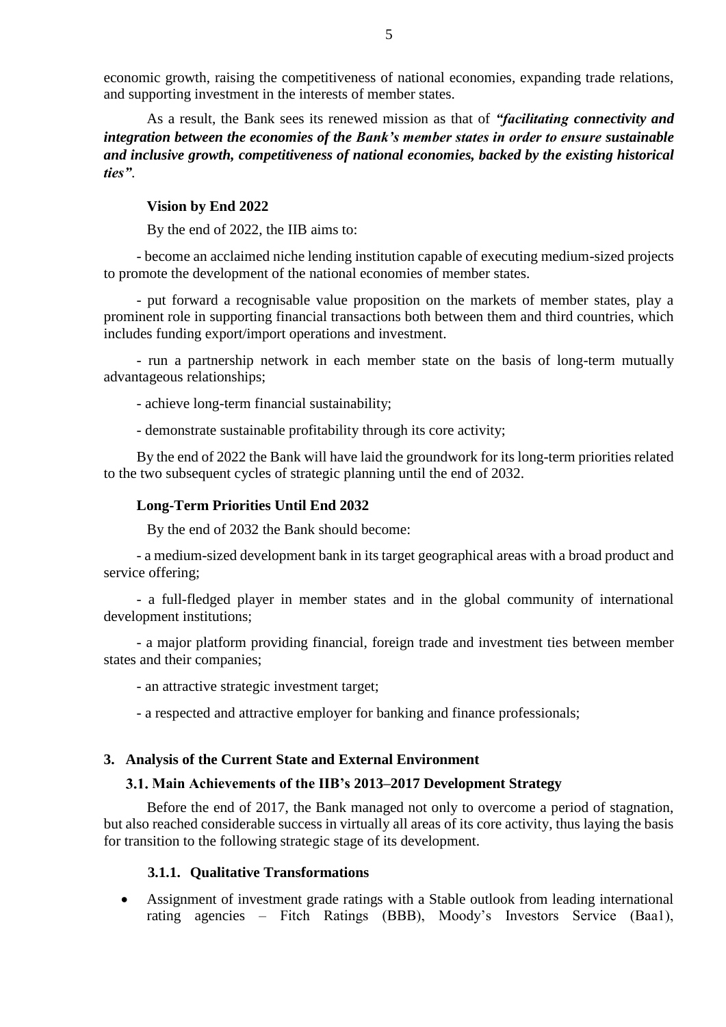economic growth, raising the competitiveness of national economies, expanding trade relations, and supporting investment in the interests of member states.

As a result, the Bank sees its renewed mission as that of ***"facilitating connectivity and integration between the economies of the Bank's member states in order to ensure sustainable and inclusive growth, competitiveness of national economies, backed by the existing historical ties"***.

**Vision by End 2022**

By the end of 2022, the IIB aims to:

- become an acclaimed niche lending institution capable of executing medium-sized projects to promote the development of the national economies of member states.
- put forward a recognisable value proposition on the markets of member states, play a prominent role in supporting financial transactions both between them and third countries, which includes funding export/import operations and investment.
- run a partnership network in each member state on the basis of long-term mutually advantageous relationships;
- achieve long-term financial sustainability;
- demonstrate sustainable profitability through its core activity;

By the end of 2022 the Bank will have laid the groundwork for its long-term priorities related to the two subsequent cycles of strategic planning until the end of 2032.

**Long-Term Priorities Until End 2032**

By the end of 2032 the Bank should become:

- a medium-sized development bank in its target geographical areas with a broad product and service offering;
- a full-fledged player in member states and in the global community of international development institutions;
- a major platform providing financial, foreign trade and investment ties between member states and their companies;
- an attractive strategic investment target;
- a respected and attractive employer for banking and finance professionals;

## 3. Analysis of the Current State and External Environment

### 3.1. Main Achievements of the IIB's 2013–2017 Development Strategy

Before the end of 2017, the Bank managed not only to overcome a period of stagnation, but also reached considerable success in virtually all areas of its core activity, thus laying the basis for transition to the following strategic stage of its development.

#### 3.1.1. Qualitative Transformations

- Assignment of investment grade ratings with a Stable outlook from leading international rating agencies – Fitch Ratings (BBB), Moody's Investors Service (Baa1),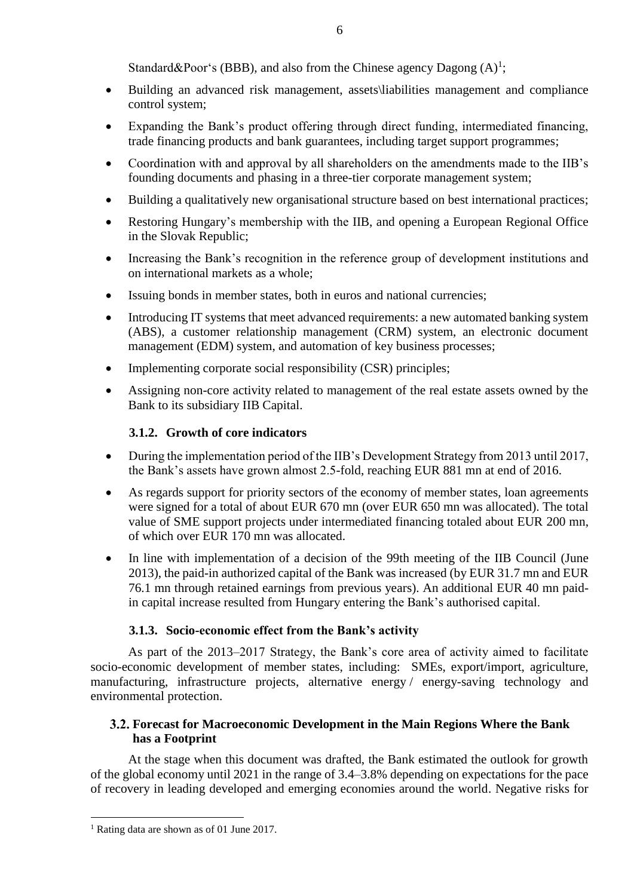Standard&Poor's (BBB), and also from the Chinese agency Dagong (A)[1];

- Building an advanced risk management, assets\liabilities management and compliance control system;
- Expanding the Bank's product offering through direct funding, intermediated financing, trade financing products and bank guarantees, including target support programmes;
- Coordination with and approval by all shareholders on the amendments made to the IIB's founding documents and phasing in a three-tier corporate management system;
- Building a qualitatively new organisational structure based on best international practices;
- Restoring Hungary's membership with the IIB, and opening a European Regional Office in the Slovak Republic;
- Increasing the Bank's recognition in the reference group of development institutions and on international markets as a whole;
- Issuing bonds in member states, both in euros and national currencies;
- Introducing IT systems that meet advanced requirements: a new automated banking system (ABS), a customer relationship management (CRM) system, an electronic document management (EDM) system, and automation of key business processes;
- Implementing corporate social responsibility (CSR) principles;
- Assigning non-core activity related to management of the real estate assets owned by the Bank to its subsidiary IIB Capital.

#### 3.1.2. Growth of core indicators

- During the implementation period of the IIB's Development Strategy from 2013 until 2017, the Bank's assets have grown almost 2.5-fold, reaching EUR 881 mn at end of 2016.
- As regards support for priority sectors of the economy of member states, loan agreements were signed for a total of about EUR 670 mn (over EUR 650 mn was allocated). The total value of SME support projects under intermediated financing totaled about EUR 200 mn, of which over EUR 170 mn was allocated.
- In line with implementation of a decision of the 99th meeting of the IIB Council (June 2013), the paid-in authorized capital of the Bank was increased (by EUR 31.7 mn and EUR 76.1 mn through retained earnings from previous years). An additional EUR 40 mn paid-in capital increase resulted from Hungary entering the Bank's authorised capital.

#### 3.1.3. Socio-economic effect from the Bank's activity

As part of the 2013–2017 Strategy, the Bank's core area of activity aimed to facilitate socio-economic development of member states, including: SMEs, export/import, agriculture, manufacturing, infrastructure projects, alternative energy / energy-saving technology and environmental protection.

### 3.2. Forecast for Macroeconomic Development in the Main Regions Where the Bank has a Footprint

At the stage when this document was drafted, the Bank estimated the outlook for growth of the global economy until 2021 in the range of 3.4–3.8% depending on expectations for the pace of recovery in leading developed and emerging economies around the world. Negative risks for

[1] Rating data are shown as of 01 June 2017.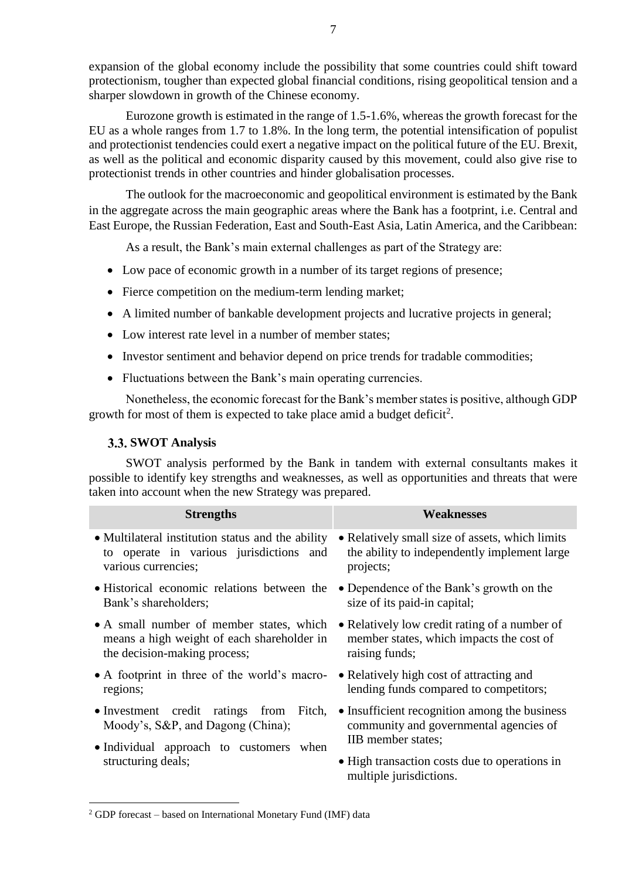expansion of the global economy include the possibility that some countries could shift toward protectionism, tougher than expected global financial conditions, rising geopolitical tension and a sharper slowdown in growth of the Chinese economy.

Eurozone growth is estimated in the range of 1.5-1.6%, whereas the growth forecast for the EU as a whole ranges from 1.7 to 1.8%. In the long term, the potential intensification of populist and protectionist tendencies could exert a negative impact on the political future of the EU. Brexit, as well as the political and economic disparity caused by this movement, could also give rise to protectionist trends in other countries and hinder globalisation processes.

The outlook for the macroeconomic and geopolitical environment is estimated by the Bank in the aggregate across the main geographic areas where the Bank has a footprint, i.e. Central and East Europe, the Russian Federation, East and South-East Asia, Latin America, and the Caribbean:

As a result, the Bank's main external challenges as part of the Strategy are:

- Low pace of economic growth in a number of its target regions of presence;
- Fierce competition on the medium-term lending market;
- A limited number of bankable development projects and lucrative projects in general;
- Low interest rate level in a number of member states;
- Investor sentiment and behavior depend on price trends for tradable commodities;
- Fluctuations between the Bank's main operating currencies.

Nonetheless, the economic forecast for the Bank's member states is positive, although GDP growth for most of them is expected to take place amid a budget deficit[2].

## 3.3. SWOT Analysis

SWOT analysis performed by the Bank in tandem with external consultants makes it possible to identify key strengths and weaknesses, as well as opportunities and threats that were taken into account when the new Strategy was prepared.

| Strengths | Weaknesses |
|---|---|
| • Multilateral institution status and the ability to operate in various jurisdictions and various currencies; | • Relatively small size of assets, which limits the ability to independently implement large projects; |
| • Historical economic relations between the Bank's shareholders; | • Dependence of the Bank's growth on the size of its paid-in capital; |
| • A small number of member states, which means a high weight of each shareholder in the decision-making process; | • Relatively low credit rating of a number of member states, which impacts the cost of raising funds; |
| • A footprint in three of the world's macro-regions; | • Relatively high cost of attracting and lending funds compared to competitors; |
| • Investment credit ratings from Fitch, Moody's, S&P, and Dagong (China); | • Insufficient recognition among the business community and governmental agencies of IIB member states; |
| • Individual approach to customers when structuring deals; | • High transaction costs due to operations in multiple jurisdictions. |

[2] GDP forecast – based on International Monetary Fund (IMF) data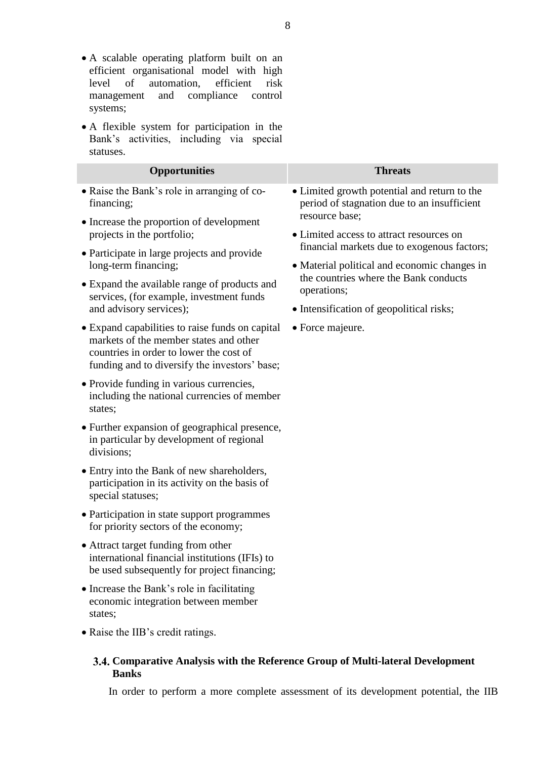- A scalable operating platform built on an efficient organisational model with high level of automation, efficient risk management and compliance control systems;
- A flexible system for participation in the Bank's activities, including via special statuses.

| Opportunities | Threats |
|---|---|
| • Raise the Bank's role in arranging of co-financing;<br>• Increase the proportion of development projects in the portfolio;<br>• Participate in large projects and provide long-term financing;<br>• Expand the available range of products and services, (for example, investment funds and advisory services);<br>• Expand capabilities to raise funds on capital markets of the member states and other countries in order to lower the cost of funding and to diversify the investors' base;<br>• Provide funding in various currencies, including the national currencies of member states;<br>• Further expansion of geographical presence, in particular by development of regional divisions;<br>• Entry into the Bank of new shareholders, participation in its activity on the basis of special statuses;<br>• Participation in state support programmes for priority sectors of the economy;<br>• Attract target funding from other international financial institutions (IFIs) to be used subsequently for project financing;<br>• Increase the Bank's role in facilitating economic integration between member states;<br>• Raise the IIB's credit ratings. | • Limited growth potential and return to the period of stagnation due to an insufficient resource base;<br>• Limited access to attract resources on financial markets due to exogenous factors;<br>• Material political and economic changes in the countries where the Bank conducts operations;<br>• Intensification of geopolitical risks;<br>• Force majeure. |

### 3.4. Comparative Analysis with the Reference Group of Multi-lateral Development Banks

In order to perform a more complete assessment of its development potential, the IIB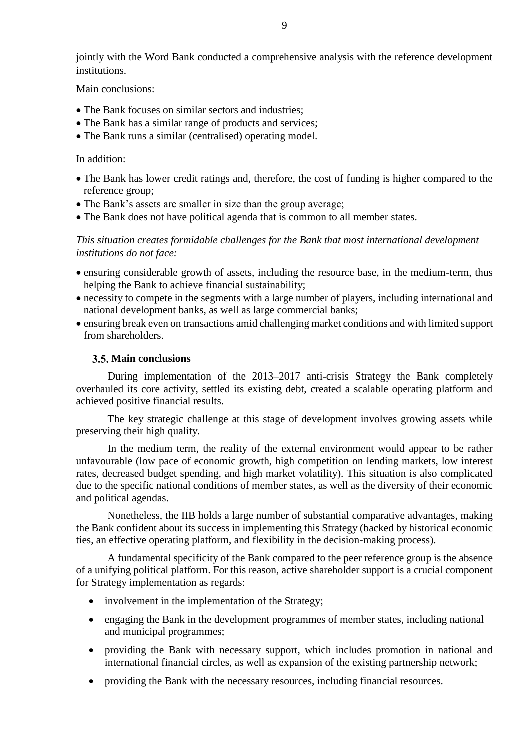jointly with the Word Bank conducted a comprehensive analysis with the reference development institutions.

Main conclusions:

- The Bank focuses on similar sectors and industries;
- The Bank has a similar range of products and services;
- The Bank runs a similar (centralised) operating model.

In addition:

- The Bank has lower credit ratings and, therefore, the cost of funding is higher compared to the reference group;
- The Bank's assets are smaller in size than the group average;
- The Bank does not have political agenda that is common to all member states.

*This situation creates formidable challenges for the Bank that most international development institutions do not face:*

- ensuring considerable growth of assets, including the resource base, in the medium-term, thus helping the Bank to achieve financial sustainability;
- necessity to compete in the segments with a large number of players, including international and national development banks, as well as large commercial banks;
- ensuring break even on transactions amid challenging market conditions and with limited support from shareholders.

### 3.5. Main conclusions

During implementation of the 2013–2017 anti-crisis Strategy the Bank completely overhauled its core activity, settled its existing debt, created a scalable operating platform and achieved positive financial results.

The key strategic challenge at this stage of development involves growing assets while preserving their high quality.

In the medium term, the reality of the external environment would appear to be rather unfavourable (low pace of economic growth, high competition on lending markets, low interest rates, decreased budget spending, and high market volatility). This situation is also complicated due to the specific national conditions of member states, as well as the diversity of their economic and political agendas.

Nonetheless, the IIB holds a large number of substantial comparative advantages, making the Bank confident about its success in implementing this Strategy (backed by historical economic ties, an effective operating platform, and flexibility in the decision-making process).

A fundamental specificity of the Bank compared to the peer reference group is the absence of a unifying political platform. For this reason, active shareholder support is a crucial component for Strategy implementation as regards:

- involvement in the implementation of the Strategy;
- engaging the Bank in the development programmes of member states, including national and municipal programmes;
- providing the Bank with necessary support, which includes promotion in national and international financial circles, as well as expansion of the existing partnership network;
- providing the Bank with the necessary resources, including financial resources.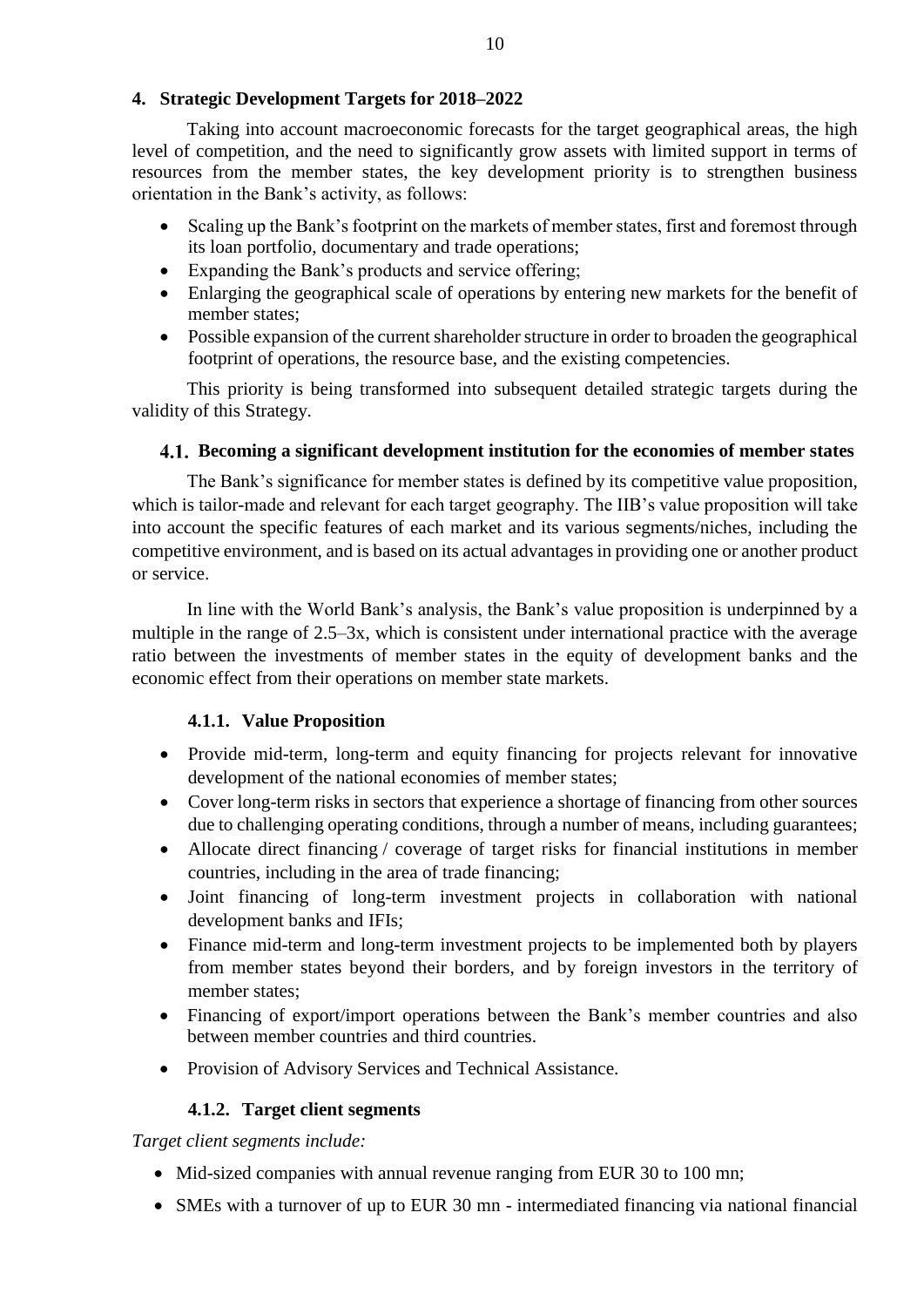## 4. Strategic Development Targets for 2018–2022

Taking into account macroeconomic forecasts for the target geographical areas, the high level of competition, and the need to significantly grow assets with limited support in terms of resources from the member states, the key development priority is to strengthen business orientation in the Bank's activity, as follows:

- Scaling up the Bank's footprint on the markets of member states, first and foremost through its loan portfolio, documentary and trade operations;
- Expanding the Bank's products and service offering;
- Enlarging the geographical scale of operations by entering new markets for the benefit of member states;
- Possible expansion of the current shareholder structure in order to broaden the geographical footprint of operations, the resource base, and the existing competencies.

This priority is being transformed into subsequent detailed strategic targets during the validity of this Strategy.

### 4.1. Becoming a significant development institution for the economies of member states

The Bank's significance for member states is defined by its competitive value proposition, which is tailor-made and relevant for each target geography. The IIB's value proposition will take into account the specific features of each market and its various segments/niches, including the competitive environment, and is based on its actual advantages in providing one or another product or service.

In line with the World Bank's analysis, the Bank's value proposition is underpinned by a multiple in the range of 2.5–3x, which is consistent under international practice with the average ratio between the investments of member states in the equity of development banks and the economic effect from their operations on member state markets.

#### 4.1.1. Value Proposition

- Provide mid-term, long-term and equity financing for projects relevant for innovative development of the national economies of member states;
- Cover long-term risks in sectors that experience a shortage of financing from other sources due to challenging operating conditions, through a number of means, including guarantees;
- Allocate direct financing / coverage of target risks for financial institutions in member countries, including in the area of trade financing;
- Joint financing of long-term investment projects in collaboration with national development banks and IFIs;
- Finance mid-term and long-term investment projects to be implemented both by players from member states beyond their borders, and by foreign investors in the territory of member states;
- Financing of export/import operations between the Bank's member countries and also between member countries and third countries.
- Provision of Advisory Services and Technical Assistance.

#### 4.1.2. Target client segments

*Target client segments include:*

- Mid-sized companies with annual revenue ranging from EUR 30 to 100 mn;
- SMEs with a turnover of up to EUR 30 mn - intermediated financing via national financial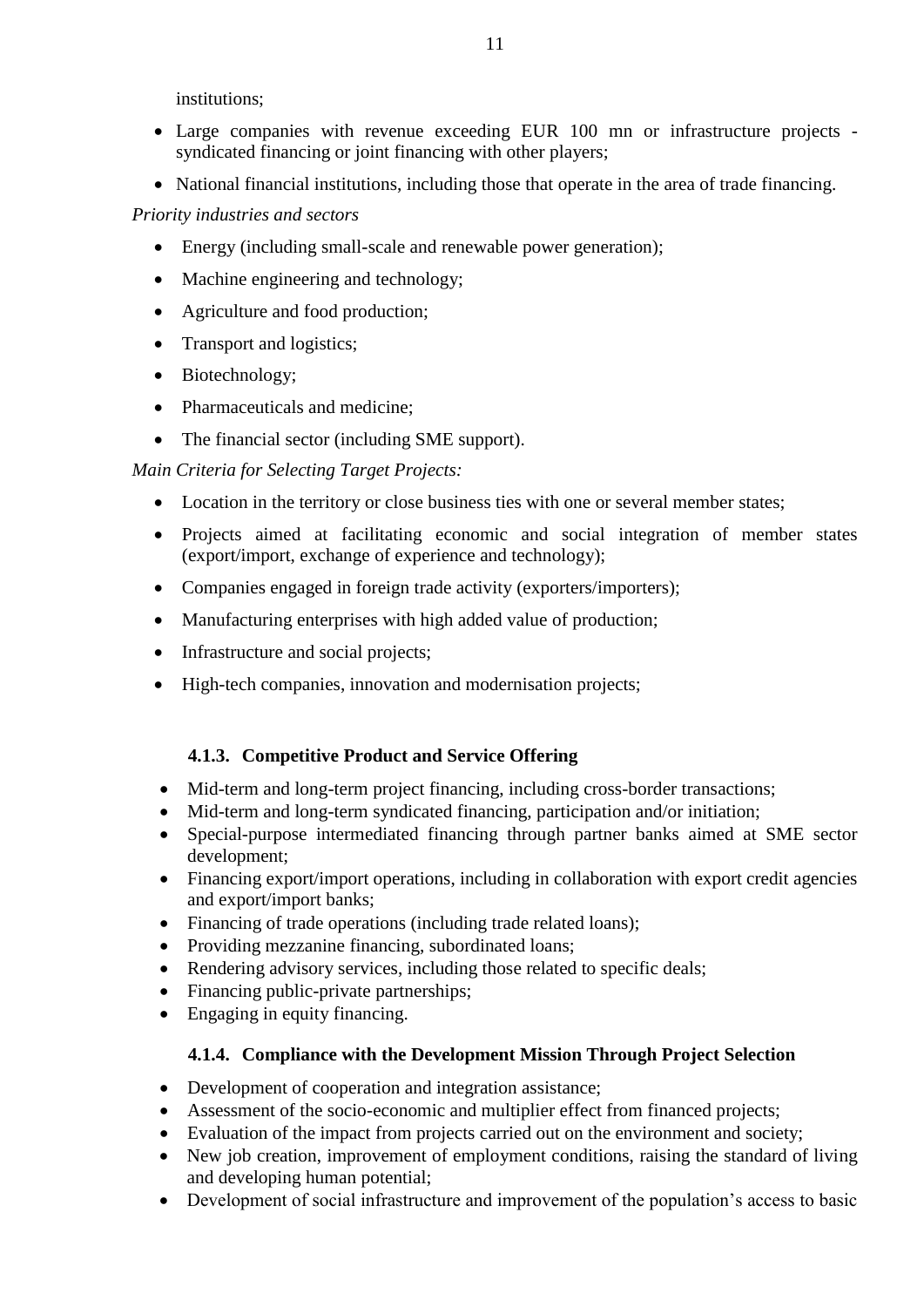institutions;

- Large companies with revenue exceeding EUR 100 mn or infrastructure projects - syndicated financing or joint financing with other players;
- National financial institutions, including those that operate in the area of trade financing.

*Priority industries and sectors*

- Energy (including small-scale and renewable power generation);
- Machine engineering and technology;
- Agriculture and food production;
- Transport and logistics;
- Biotechnology;
- Pharmaceuticals and medicine;
- The financial sector (including SME support).

*Main Criteria for Selecting Target Projects:*

- Location in the territory or close business ties with one or several member states;
- Projects aimed at facilitating economic and social integration of member states (export/import, exchange of experience and technology);
- Companies engaged in foreign trade activity (exporters/importers);
- Manufacturing enterprises with high added value of production;
- Infrastructure and social projects;
- High-tech companies, innovation and modernisation projects;

#### 4.1.3. Competitive Product and Service Offering

- Mid-term and long-term project financing, including cross-border transactions;
- Mid-term and long-term syndicated financing, participation and/or initiation;
- Special-purpose intermediated financing through partner banks aimed at SME sector development;
- Financing export/import operations, including in collaboration with export credit agencies and export/import banks;
- Financing of trade operations (including trade related loans);
- Providing mezzanine financing, subordinated loans;
- Rendering advisory services, including those related to specific deals;
- Financing public-private partnerships;
- Engaging in equity financing.

#### 4.1.4. Compliance with the Development Mission Through Project Selection

- Development of cooperation and integration assistance;
- Assessment of the socio-economic and multiplier effect from financed projects;
- Evaluation of the impact from projects carried out on the environment and society;
- New job creation, improvement of employment conditions, raising the standard of living and developing human potential;
- Development of social infrastructure and improvement of the population's access to basic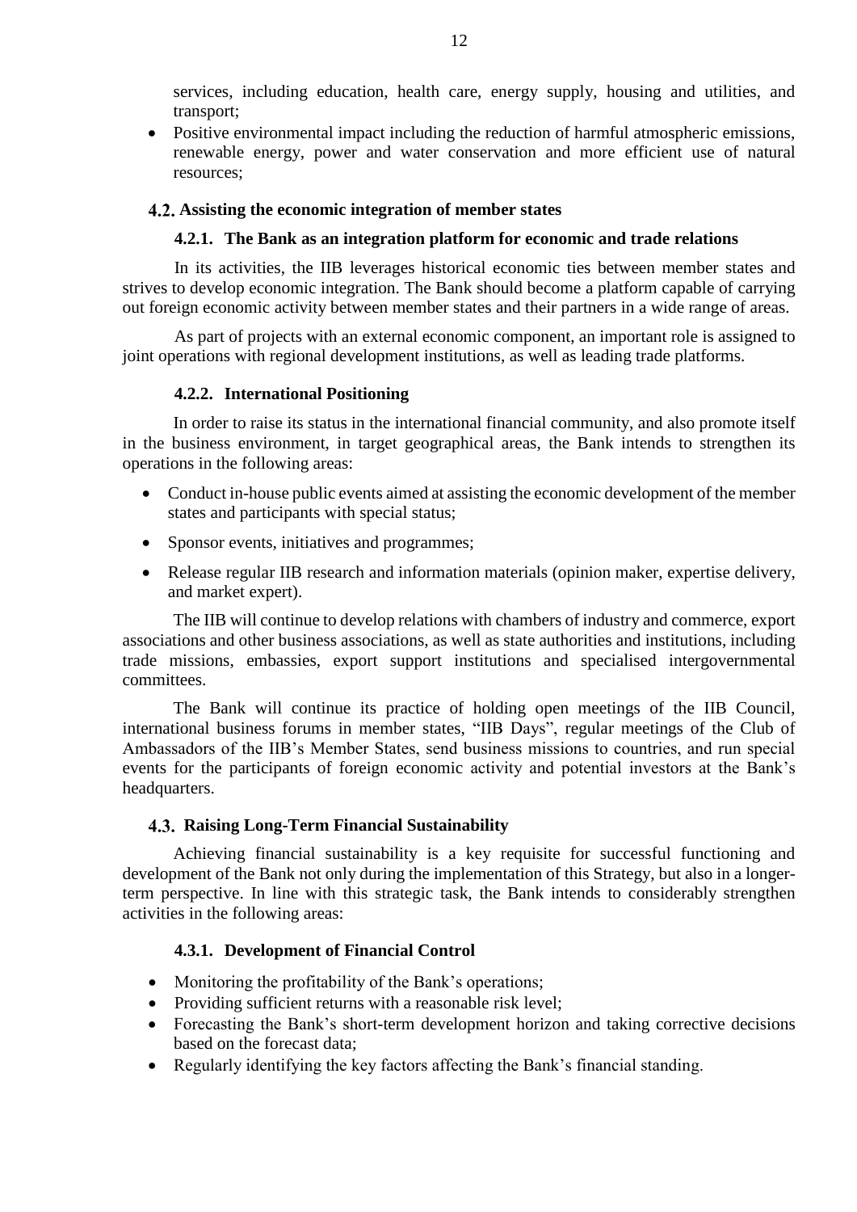services, including education, health care, energy supply, housing and utilities, and transport;

- Positive environmental impact including the reduction of harmful atmospheric emissions, renewable energy, power and water conservation and more efficient use of natural resources;

## 4.2. Assisting the economic integration of member states

### 4.2.1. The Bank as an integration platform for economic and trade relations

In its activities, the IIB leverages historical economic ties between member states and strives to develop economic integration. The Bank should become a platform capable of carrying out foreign economic activity between member states and their partners in a wide range of areas.

As part of projects with an external economic component, an important role is assigned to joint operations with regional development institutions, as well as leading trade platforms.

### 4.2.2. International Positioning

In order to raise its status in the international financial community, and also promote itself in the business environment, in target geographical areas, the Bank intends to strengthen its operations in the following areas:

- Conduct in-house public events aimed at assisting the economic development of the member states and participants with special status;
- Sponsor events, initiatives and programmes;
- Release regular IIB research and information materials (opinion maker, expertise delivery, and market expert).

The IIB will continue to develop relations with chambers of industry and commerce, export associations and other business associations, as well as state authorities and institutions, including trade missions, embassies, export support institutions and specialised intergovernmental committees.

The Bank will continue its practice of holding open meetings of the IIB Council, international business forums in member states, "IIB Days", regular meetings of the Club of Ambassadors of the IIB's Member States, send business missions to countries, and run special events for the participants of foreign economic activity and potential investors at the Bank's headquarters.

## 4.3. Raising Long-Term Financial Sustainability

Achieving financial sustainability is a key requisite for successful functioning and development of the Bank not only during the implementation of this Strategy, but also in a longer-term perspective. In line with this strategic task, the Bank intends to considerably strengthen activities in the following areas:

### 4.3.1. Development of Financial Control

- Monitoring the profitability of the Bank's operations;
- Providing sufficient returns with a reasonable risk level;
- Forecasting the Bank's short-term development horizon and taking corrective decisions based on the forecast data;
- Regularly identifying the key factors affecting the Bank's financial standing.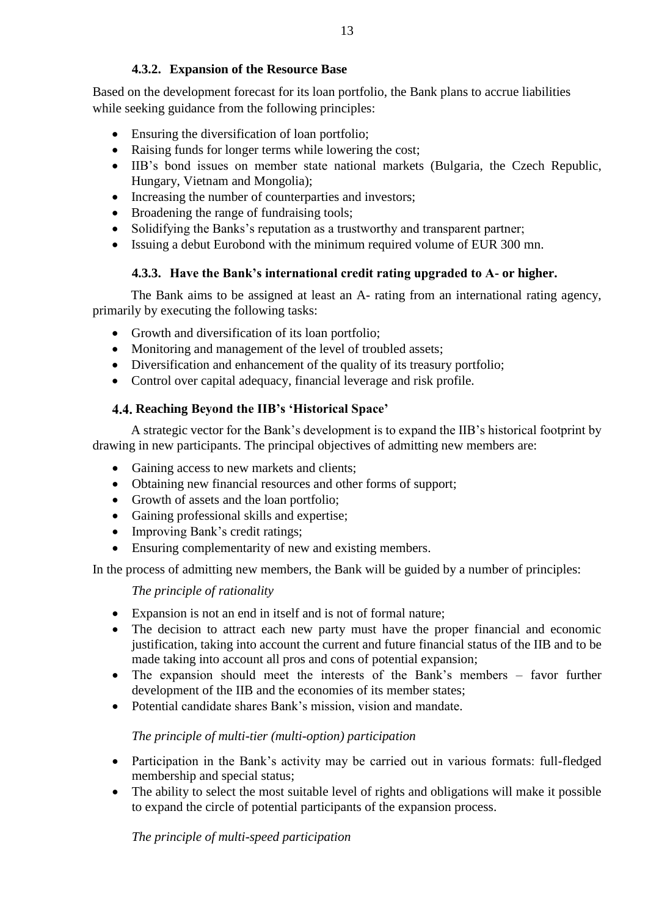### 4.3.2. Expansion of the Resource Base

Based on the development forecast for its loan portfolio, the Bank plans to accrue liabilities while seeking guidance from the following principles:

- Ensuring the diversification of loan portfolio;
- Raising funds for longer terms while lowering the cost;
- IIB's bond issues on member state national markets (Bulgaria, the Czech Republic, Hungary, Vietnam and Mongolia);
- Increasing the number of counterparties and investors;
- Broadening the range of fundraising tools;
- Solidifying the Banks's reputation as a trustworthy and transparent partner;
- Issuing a debut Eurobond with the minimum required volume of EUR 300 mn.

### 4.3.3. Have the Bank's international credit rating upgraded to A- or higher.

The Bank aims to be assigned at least an A- rating from an international rating agency, primarily by executing the following tasks:

- Growth and diversification of its loan portfolio;
- Monitoring and management of the level of troubled assets;
- Diversification and enhancement of the quality of its treasury portfolio;
- Control over capital adequacy, financial leverage and risk profile.

## 4.4. Reaching Beyond the IIB's 'Historical Space'

A strategic vector for the Bank's development is to expand the IIB's historical footprint by drawing in new participants. The principal objectives of admitting new members are:

- Gaining access to new markets and clients;
- Obtaining new financial resources and other forms of support;
- Growth of assets and the loan portfolio;
- Gaining professional skills and expertise;
- Improving Bank's credit ratings;
- Ensuring complementarity of new and existing members.

In the process of admitting new members, the Bank will be guided by a number of principles:

*The principle of rationality*

- Expansion is not an end in itself and is not of formal nature;
- The decision to attract each new party must have the proper financial and economic justification, taking into account the current and future financial status of the IIB and to be made taking into account all pros and cons of potential expansion;
- The expansion should meet the interests of the Bank's members – favor further development of the IIB and the economies of its member states;
- Potential candidate shares Bank's mission, vision and mandate.

*The principle of multi-tier (multi-option) participation*

- Participation in the Bank's activity may be carried out in various formats: full-fledged membership and special status;
- The ability to select the most suitable level of rights and obligations will make it possible to expand the circle of potential participants of the expansion process.

*The principle of multi-speed participation*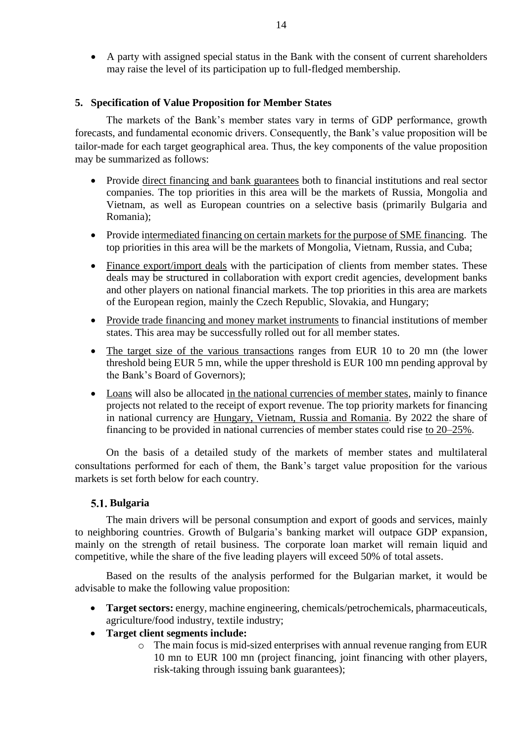- A party with assigned special status in the Bank with the consent of current shareholders may raise the level of its participation up to full-fledged membership.

## 5. Specification of Value Proposition for Member States

The markets of the Bank's member states vary in terms of GDP performance, growth forecasts, and fundamental economic drivers. Consequently, the Bank's value proposition will be tailor-made for each target geographical area. Thus, the key components of the value proposition may be summarized as follows:

- Provide direct financing and bank guarantees both to financial institutions and real sector companies. The top priorities in this area will be the markets of Russia, Mongolia and Vietnam, as well as European countries on a selective basis (primarily Bulgaria and Romania);
- Provide intermediated financing on certain markets for the purpose of SME financing. The top priorities in this area will be the markets of Mongolia, Vietnam, Russia, and Cuba;
- Finance export/import deals with the participation of clients from member states. These deals may be structured in collaboration with export credit agencies, development banks and other players on national financial markets. The top priorities in this area are markets of the European region, mainly the Czech Republic, Slovakia, and Hungary;
- Provide trade financing and money market instruments to financial institutions of member states. This area may be successfully rolled out for all member states.
- The target size of the various transactions ranges from EUR 10 to 20 mn (the lower threshold being EUR 5 mn, while the upper threshold is EUR 100 mn pending approval by the Bank's Board of Governors);
- Loans will also be allocated in the national currencies of member states, mainly to finance projects not related to the receipt of export revenue. The top priority markets for financing in national currency are Hungary, Vietnam, Russia and Romania. By 2022 the share of financing to be provided in national currencies of member states could rise to 20–25%.

On the basis of a detailed study of the markets of member states and multilateral consultations performed for each of them, the Bank's target value proposition for the various markets is set forth below for each country.

### 5.1. Bulgaria

The main drivers will be personal consumption and export of goods and services, mainly to neighboring countries. Growth of Bulgaria's banking market will outpace GDP expansion, mainly on the strength of retail business. The corporate loan market will remain liquid and competitive, while the share of the five leading players will exceed 50% of total assets.

Based on the results of the analysis performed for the Bulgarian market, it would be advisable to make the following value proposition:

- **Target sectors:** energy, machine engineering, chemicals/petrochemicals, pharmaceuticals, agriculture/food industry, textile industry;
- **Target client segments include:**
    - The main focus is mid-sized enterprises with annual revenue ranging from EUR 10 mn to EUR 100 mn (project financing, joint financing with other players, risk-taking through issuing bank guarantees);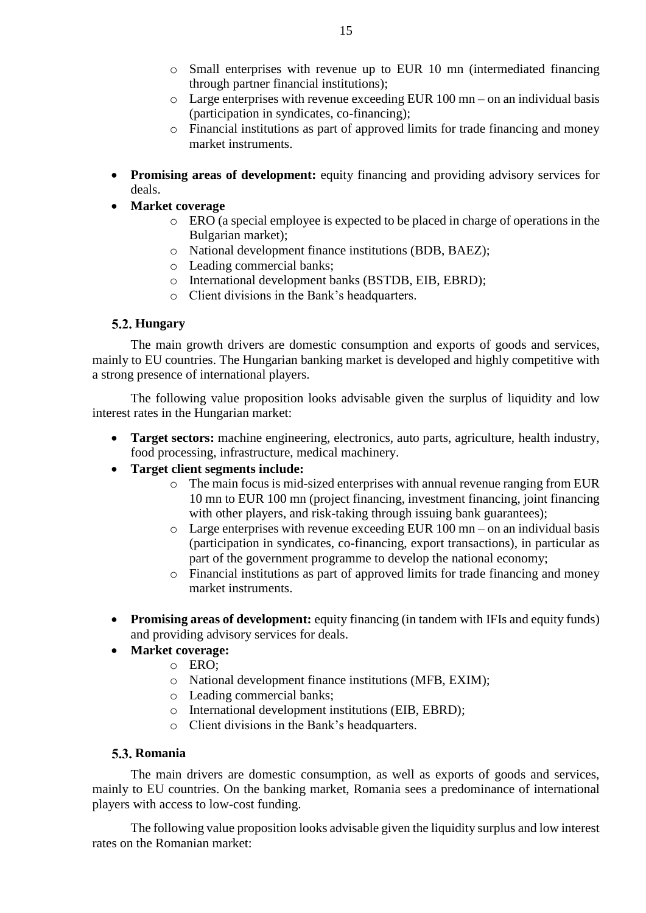- Small enterprises with revenue up to EUR 10 mn (intermediated financing through partner financial institutions);
- Large enterprises with revenue exceeding EUR 100 mn – on an individual basis (participation in syndicates, co-financing);
- Financial institutions as part of approved limits for trade financing and money market instruments.

- **Promising areas of development:** equity financing and providing advisory services for deals.
- **Market coverage**
  - ERO (a special employee is expected to be placed in charge of operations in the Bulgarian market);
  - National development finance institutions (BDB, BAEZ);
  - Leading commercial banks;
  - International development banks (BSTDB, EIB, EBRD);
  - Client divisions in the Bank's headquarters.

### 5.2. Hungary

The main growth drivers are domestic consumption and exports of goods and services, mainly to EU countries. The Hungarian banking market is developed and highly competitive with a strong presence of international players.

The following value proposition looks advisable given the surplus of liquidity and low interest rates in the Hungarian market:

- **Target sectors:** machine engineering, electronics, auto parts, agriculture, health industry, food processing, infrastructure, medical machinery.
- **Target client segments include:**
  - The main focus is mid-sized enterprises with annual revenue ranging from EUR 10 mn to EUR 100 mn (project financing, investment financing, joint financing with other players, and risk-taking through issuing bank guarantees);
  - Large enterprises with revenue exceeding EUR 100 mn – on an individual basis (participation in syndicates, co-financing, export transactions), in particular as part of the government programme to develop the national economy;
  - Financial institutions as part of approved limits for trade financing and money market instruments.

- **Promising areas of development:** equity financing (in tandem with IFIs and equity funds) and providing advisory services for deals.
- **Market coverage:**
  - ERO;
  - National development finance institutions (MFB, EXIM);
  - Leading commercial banks;
  - International development institutions (EIB, EBRD);
  - Client divisions in the Bank's headquarters.

### 5.3. Romania

The main drivers are domestic consumption, as well as exports of goods and services, mainly to EU countries. On the banking market, Romania sees a predominance of international players with access to low-cost funding.

The following value proposition looks advisable given the liquidity surplus and low interest rates on the Romanian market: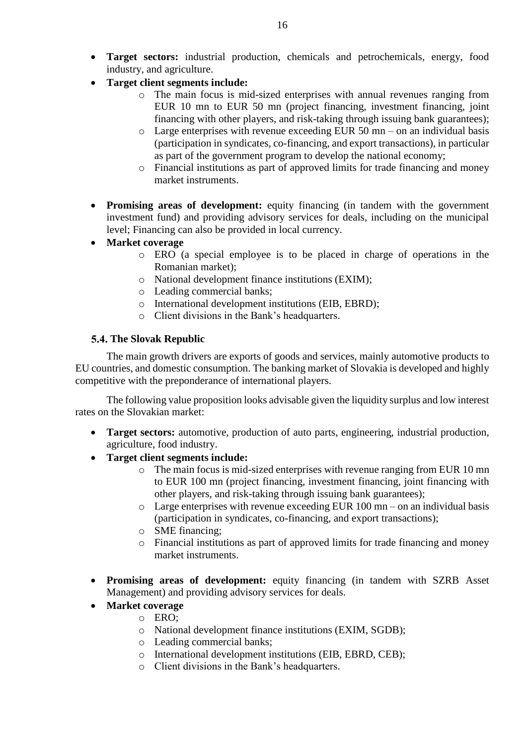- **Target sectors:** industrial production, chemicals and petrochemicals, energy, food industry, and agriculture.
- **Target client segments include:**
    - The main focus is mid-sized enterprises with annual revenues ranging from EUR 10 mn to EUR 50 mn (project financing, investment financing, joint financing with other players, and risk-taking through issuing bank guarantees);
    - Large enterprises with revenue exceeding EUR 50 mn – on an individual basis (participation in syndicates, co-financing, and export transactions), in particular as part of the government program to develop the national economy;
    - Financial institutions as part of approved limits for trade financing and money market instruments.
- **Promising areas of development:** equity financing (in tandem with the government investment fund) and providing advisory services for deals, including on the municipal level; Financing can also be provided in local currency.
- **Market coverage**
    - ERO (a special employee is to be placed in charge of operations in the Romanian market);
    - National development finance institutions (EXIM);
    - Leading commercial banks;
    - International development institutions (EIB, EBRD);
    - Client divisions in the Bank's headquarters.

### 5.4. The Slovak Republic

The main growth drivers are exports of goods and services, mainly automotive products to EU countries, and domestic consumption. The banking market of Slovakia is developed and highly competitive with the preponderance of international players.

The following value proposition looks advisable given the liquidity surplus and low interest rates on the Slovakian market:

- **Target sectors:** automotive, production of auto parts, engineering, industrial production, agriculture, food industry.
- **Target client segments include:**
    - The main focus is mid-sized enterprises with revenue ranging from EUR 10 mn to EUR 100 mn (project financing, investment financing, joint financing with other players, and risk-taking through issuing bank guarantees);
    - Large enterprises with revenue exceeding EUR 100 mn – on an individual basis (participation in syndicates, co-financing, and export transactions);
    - SME financing;
    - Financial institutions as part of approved limits for trade financing and money market instruments.
- **Promising areas of development:** equity financing (in tandem with SZRB Asset Management) and providing advisory services for deals.
- **Market coverage**
    - ERO;
    - National development finance institutions (EXIM, SGDB);
    - Leading commercial banks;
    - International development institutions (EIB, EBRD, CEB);
    - Client divisions in the Bank's headquarters.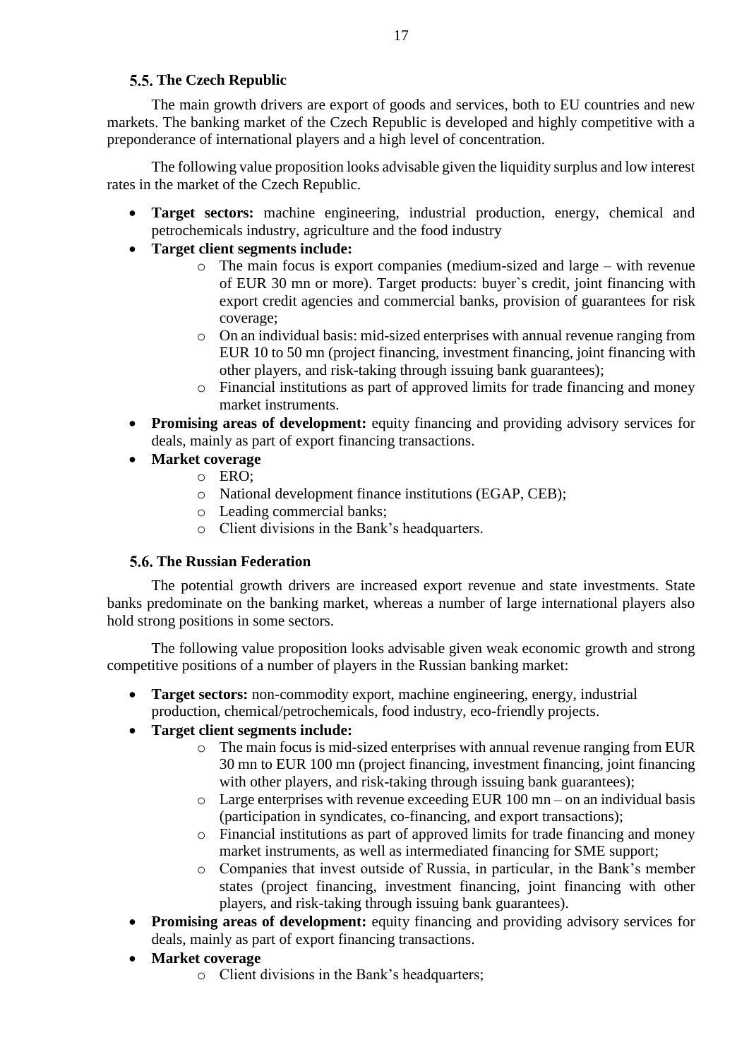## 5.5. The Czech Republic

The main growth drivers are export of goods and services, both to EU countries and new markets. The banking market of the Czech Republic is developed and highly competitive with a preponderance of international players and a high level of concentration.

The following value proposition looks advisable given the liquidity surplus and low interest rates in the market of the Czech Republic.

- **Target sectors:** machine engineering, industrial production, energy, chemical and petrochemicals industry, agriculture and the food industry
- **Target client segments include:**
    - The main focus is export companies (medium-sized and large – with revenue of EUR 30 mn or more). Target products: buyer`s credit, joint financing with export credit agencies and commercial banks, provision of guarantees for risk coverage;
    - On an individual basis: mid-sized enterprises with annual revenue ranging from EUR 10 to 50 mn (project financing, investment financing, joint financing with other players, and risk-taking through issuing bank guarantees);
    - Financial institutions as part of approved limits for trade financing and money market instruments.
- **Promising areas of development:** equity financing and providing advisory services for deals, mainly as part of export financing transactions.
- **Market coverage**
    - ERO;
    - National development finance institutions (EGAP, CEB);
    - Leading commercial banks;
    - Client divisions in the Bank's headquarters.

## 5.6. The Russian Federation

The potential growth drivers are increased export revenue and state investments. State banks predominate on the banking market, whereas a number of large international players also hold strong positions in some sectors.

The following value proposition looks advisable given weak economic growth and strong competitive positions of a number of players in the Russian banking market:

- **Target sectors:** non-commodity export, machine engineering, energy, industrial production, chemical/petrochemicals, food industry, eco-friendly projects.
- **Target client segments include:**
    - The main focus is mid-sized enterprises with annual revenue ranging from EUR 30 mn to EUR 100 mn (project financing, investment financing, joint financing with other players, and risk-taking through issuing bank guarantees);
    - Large enterprises with revenue exceeding EUR 100 mn – on an individual basis (participation in syndicates, co-financing, and export transactions);
    - Financial institutions as part of approved limits for trade financing and money market instruments, as well as intermediated financing for SME support;
    - Companies that invest outside of Russia, in particular, in the Bank's member states (project financing, investment financing, joint financing with other players, and risk-taking through issuing bank guarantees).
- **Promising areas of development:** equity financing and providing advisory services for deals, mainly as part of export financing transactions.
- **Market coverage**
    - Client divisions in the Bank's headquarters;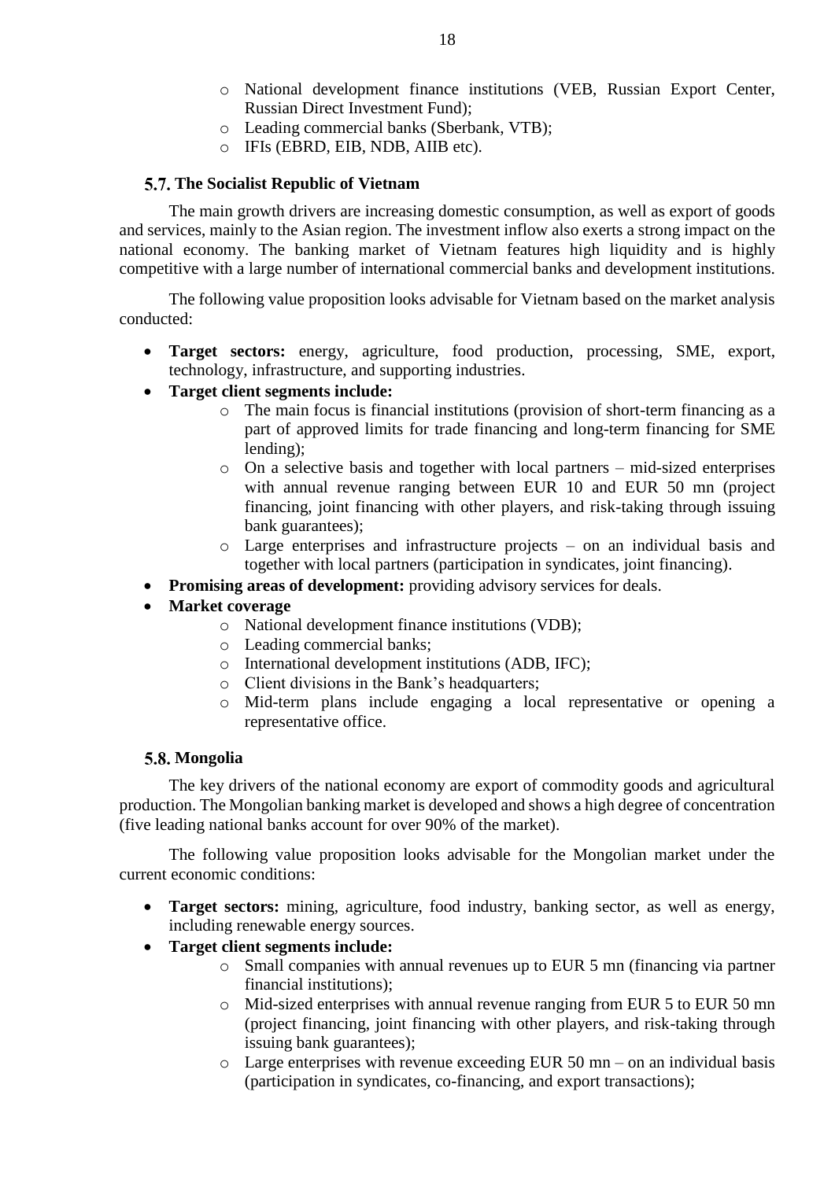- National development finance institutions (VEB, Russian Export Center, Russian Direct Investment Fund);
  - Leading commercial banks (Sberbank, VTB);
  - IFIs (EBRD, EIB, NDB, AIIB etc).

## 5.7. The Socialist Republic of Vietnam

The main growth drivers are increasing domestic consumption, as well as export of goods and services, mainly to the Asian region. The investment inflow also exerts a strong impact on the national economy. The banking market of Vietnam features high liquidity and is highly competitive with a large number of international commercial banks and development institutions.

The following value proposition looks advisable for Vietnam based on the market analysis conducted:

- **Target sectors:** energy, agriculture, food production, processing, SME, export, technology, infrastructure, and supporting industries.
- **Target client segments include:**
  - The main focus is financial institutions (provision of short-term financing as a part of approved limits for trade financing and long-term financing for SME lending);
  - On a selective basis and together with local partners – mid-sized enterprises with annual revenue ranging between EUR 10 and EUR 50 mn (project financing, joint financing with other players, and risk-taking through issuing bank guarantees);
  - Large enterprises and infrastructure projects – on an individual basis and together with local partners (participation in syndicates, joint financing).
- **Promising areas of development:** providing advisory services for deals.
- **Market coverage**
  - National development finance institutions (VDB);
  - Leading commercial banks;
  - International development institutions (ADB, IFC);
  - Client divisions in the Bank's headquarters;
  - Mid-term plans include engaging a local representative or opening a representative office.

## 5.8. Mongolia

The key drivers of the national economy are export of commodity goods and agricultural production. The Mongolian banking market is developed and shows a high degree of concentration (five leading national banks account for over 90% of the market).

The following value proposition looks advisable for the Mongolian market under the current economic conditions:

- **Target sectors:** mining, agriculture, food industry, banking sector, as well as energy, including renewable energy sources.
- **Target client segments include:**
  - Small companies with annual revenues up to EUR 5 mn (financing via partner financial institutions);
  - Mid-sized enterprises with annual revenue ranging from EUR 5 to EUR 50 mn (project financing, joint financing with other players, and risk-taking through issuing bank guarantees);
  - Large enterprises with revenue exceeding EUR 50 mn – on an individual basis (participation in syndicates, co-financing, and export transactions);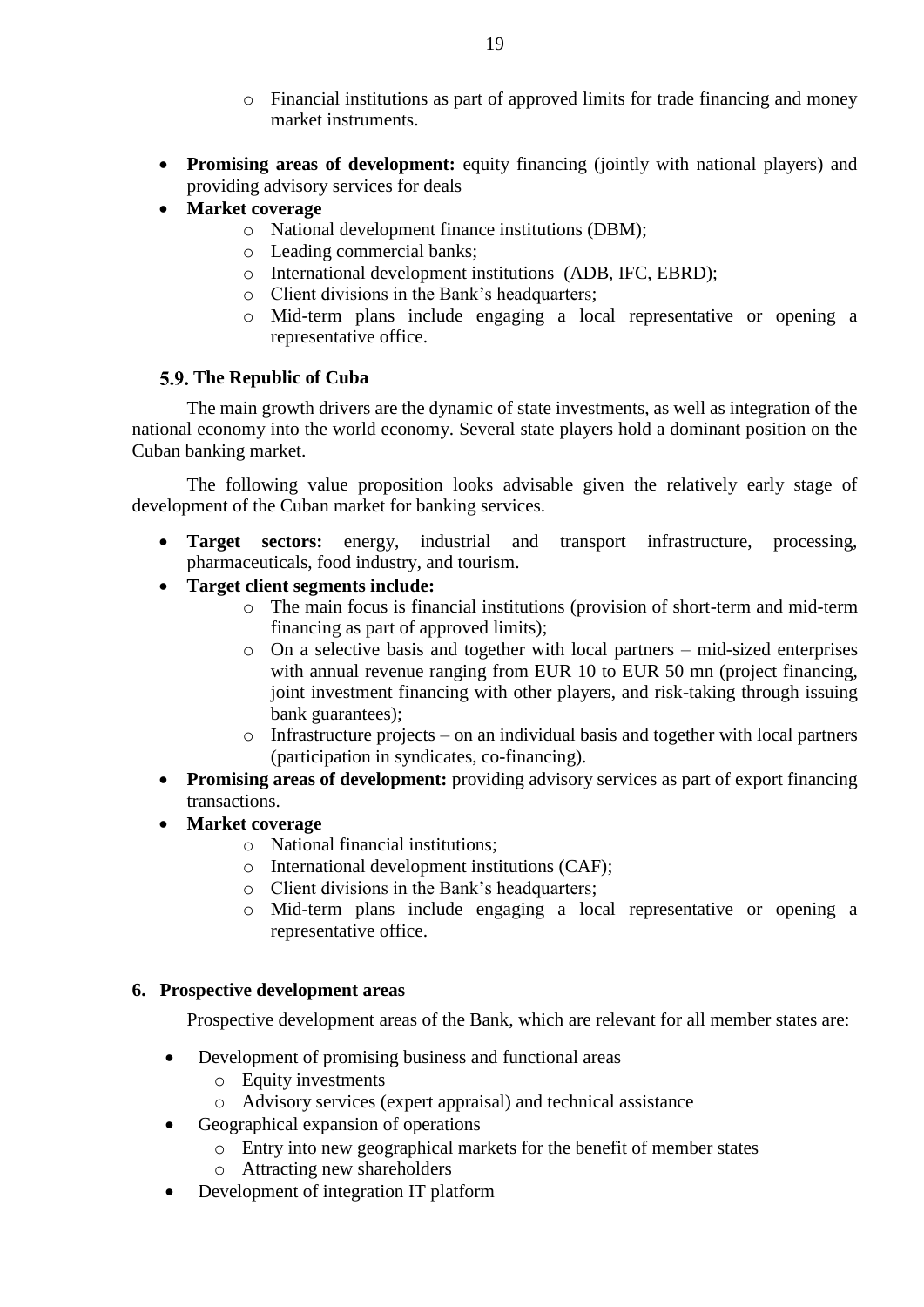- Financial institutions as part of approved limits for trade financing and money market instruments.

- **Promising areas of development:** equity financing (jointly with national players) and providing advisory services for deals
- **Market coverage**
  - National development finance institutions (DBM);
  - Leading commercial banks;
  - International development institutions (ADB, IFC, EBRD);
  - Client divisions in the Bank's headquarters;
  - Mid-term plans include engaging a local representative or opening a representative office.

### 5.9. The Republic of Cuba

The main growth drivers are the dynamic of state investments, as well as integration of the national economy into the world economy. Several state players hold a dominant position on the Cuban banking market.

The following value proposition looks advisable given the relatively early stage of development of the Cuban market for banking services.

- **Target sectors:** energy, industrial and transport infrastructure, processing, pharmaceuticals, food industry, and tourism.
- **Target client segments include:**
  - The main focus is financial institutions (provision of short-term and mid-term financing as part of approved limits);
  - On a selective basis and together with local partners – mid-sized enterprises with annual revenue ranging from EUR 10 to EUR 50 mn (project financing, joint investment financing with other players, and risk-taking through issuing bank guarantees);
  - Infrastructure projects – on an individual basis and together with local partners (participation in syndicates, co-financing).
- **Promising areas of development:** providing advisory services as part of export financing transactions.
- **Market coverage**
  - National financial institutions;
  - International development institutions (CAF);
  - Client divisions in the Bank's headquarters;
  - Mid-term plans include engaging a local representative or opening a representative office.

## 6. Prospective development areas

Prospective development areas of the Bank, which are relevant for all member states are:

- Development of promising business and functional areas
  - Equity investments
  - Advisory services (expert appraisal) and technical assistance
- Geographical expansion of operations
  - Entry into new geographical markets for the benefit of member states
  - Attracting new shareholders
- Development of integration IT platform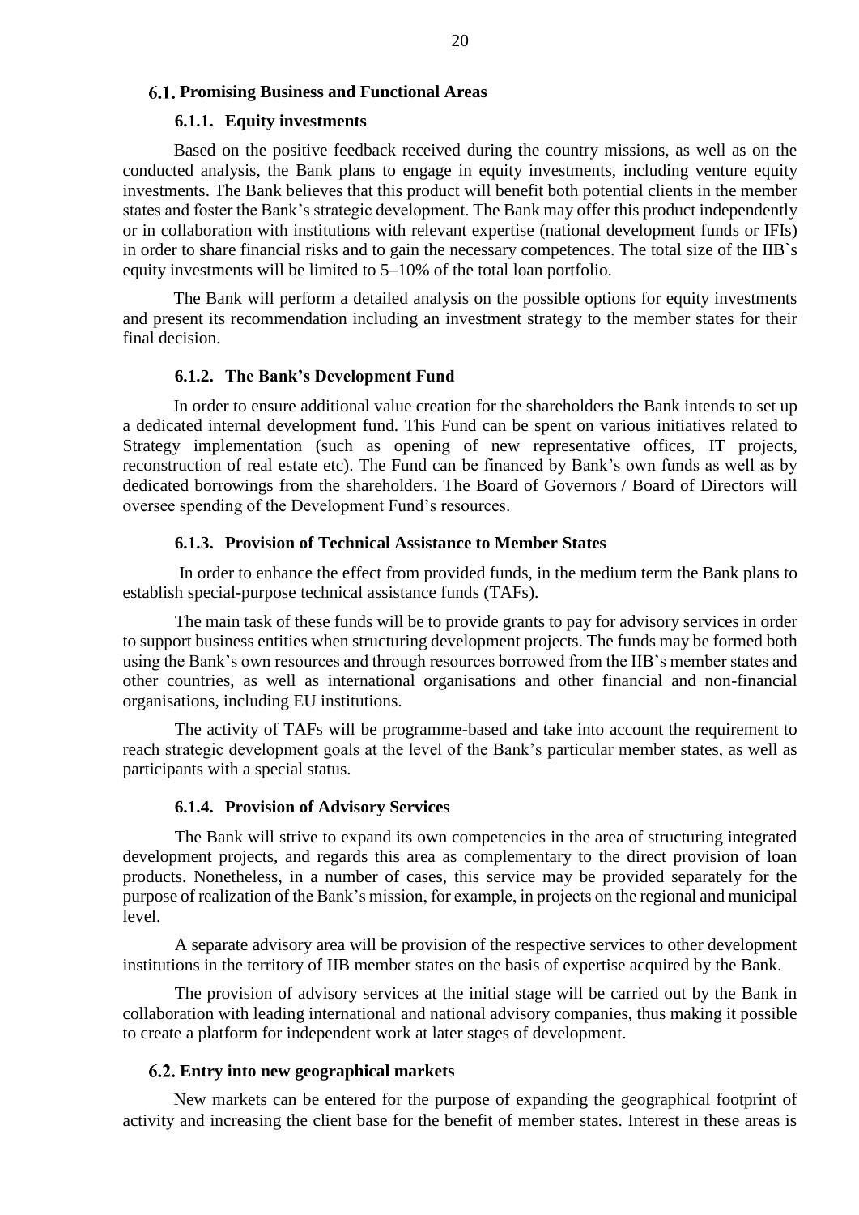## 6.1. Promising Business and Functional Areas

### 6.1.1. Equity investments

Based on the positive feedback received during the country missions, as well as on the conducted analysis, the Bank plans to engage in equity investments, including venture equity investments. The Bank believes that this product will benefit both potential clients in the member states and foster the Bank's strategic development. The Bank may offer this product independently or in collaboration with institutions with relevant expertise (national development funds or IFIs) in order to share financial risks and to gain the necessary competences. The total size of the IIB`s equity investments will be limited to 5–10% of the total loan portfolio.

The Bank will perform a detailed analysis on the possible options for equity investments and present its recommendation including an investment strategy to the member states for their final decision.

### 6.1.2. The Bank's Development Fund

In order to ensure additional value creation for the shareholders the Bank intends to set up a dedicated internal development fund. This Fund can be spent on various initiatives related to Strategy implementation (such as opening of new representative offices, IT projects, reconstruction of real estate etc). The Fund can be financed by Bank's own funds as well as by dedicated borrowings from the shareholders. The Board of Governors / Board of Directors will oversee spending of the Development Fund's resources.

### 6.1.3. Provision of Technical Assistance to Member States

In order to enhance the effect from provided funds, in the medium term the Bank plans to establish special-purpose technical assistance funds (TAFs).

The main task of these funds will be to provide grants to pay for advisory services in order to support business entities when structuring development projects. The funds may be formed both using the Bank's own resources and through resources borrowed from the IIB's member states and other countries, as well as international organisations and other financial and non-financial organisations, including EU institutions.

The activity of TAFs will be programme-based and take into account the requirement to reach strategic development goals at the level of the Bank's particular member states, as well as participants with a special status.

### 6.1.4. Provision of Advisory Services

The Bank will strive to expand its own competencies in the area of structuring integrated development projects, and regards this area as complementary to the direct provision of loan products. Nonetheless, in a number of cases, this service may be provided separately for the purpose of realization of the Bank's mission, for example, in projects on the regional and municipal level.

A separate advisory area will be provision of the respective services to other development institutions in the territory of IIB member states on the basis of expertise acquired by the Bank.

The provision of advisory services at the initial stage will be carried out by the Bank in collaboration with leading international and national advisory companies, thus making it possible to create a platform for independent work at later stages of development.

## 6.2. Entry into new geographical markets

New markets can be entered for the purpose of expanding the geographical footprint of activity and increasing the client base for the benefit of member states. Interest in these areas is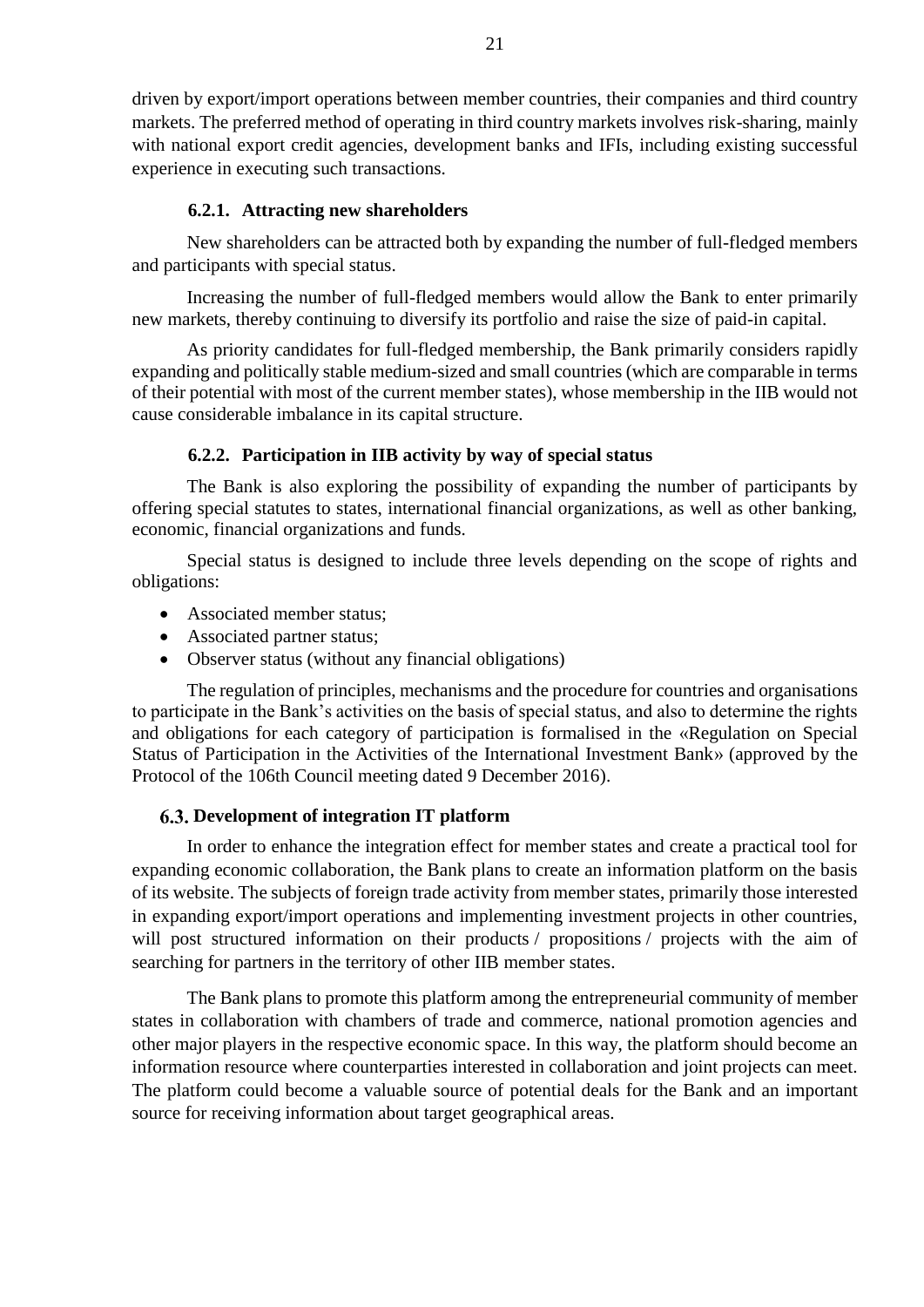driven by export/import operations between member countries, their companies and third country markets. The preferred method of operating in third country markets involves risk-sharing, mainly with national export credit agencies, development banks and IFIs, including existing successful experience in executing such transactions.

#### 6.2.1. Attracting new shareholders

New shareholders can be attracted both by expanding the number of full-fledged members and participants with special status.

Increasing the number of full-fledged members would allow the Bank to enter primarily new markets, thereby continuing to diversify its portfolio and raise the size of paid-in capital.

As priority candidates for full-fledged membership, the Bank primarily considers rapidly expanding and politically stable medium-sized and small countries (which are comparable in terms of their potential with most of the current member states), whose membership in the IIB would not cause considerable imbalance in its capital structure.

#### 6.2.2. Participation in IIB activity by way of special status

The Bank is also exploring the possibility of expanding the number of participants by offering special statutes to states, international financial organizations, as well as other banking, economic, financial organizations and funds.

Special status is designed to include three levels depending on the scope of rights and obligations:

- Associated member status;
- Associated partner status;
- Observer status (without any financial obligations)

The regulation of principles, mechanisms and the procedure for countries and organisations to participate in the Bank's activities on the basis of special status, and also to determine the rights and obligations for each category of participation is formalised in the «Regulation on Special Status of Participation in the Activities of the International Investment Bank» (approved by the Protocol of the 106th Council meeting dated 9 December 2016).

### 6.3. Development of integration IT platform

In order to enhance the integration effect for member states and create a practical tool for expanding economic collaboration, the Bank plans to create an information platform on the basis of its website. The subjects of foreign trade activity from member states, primarily those interested in expanding export/import operations and implementing investment projects in other countries, will post structured information on their products / propositions / projects with the aim of searching for partners in the territory of other IIB member states.

The Bank plans to promote this platform among the entrepreneurial community of member states in collaboration with chambers of trade and commerce, national promotion agencies and other major players in the respective economic space. In this way, the platform should become an information resource where counterparties interested in collaboration and joint projects can meet. The platform could become a valuable source of potential deals for the Bank and an important source for receiving information about target geographical areas.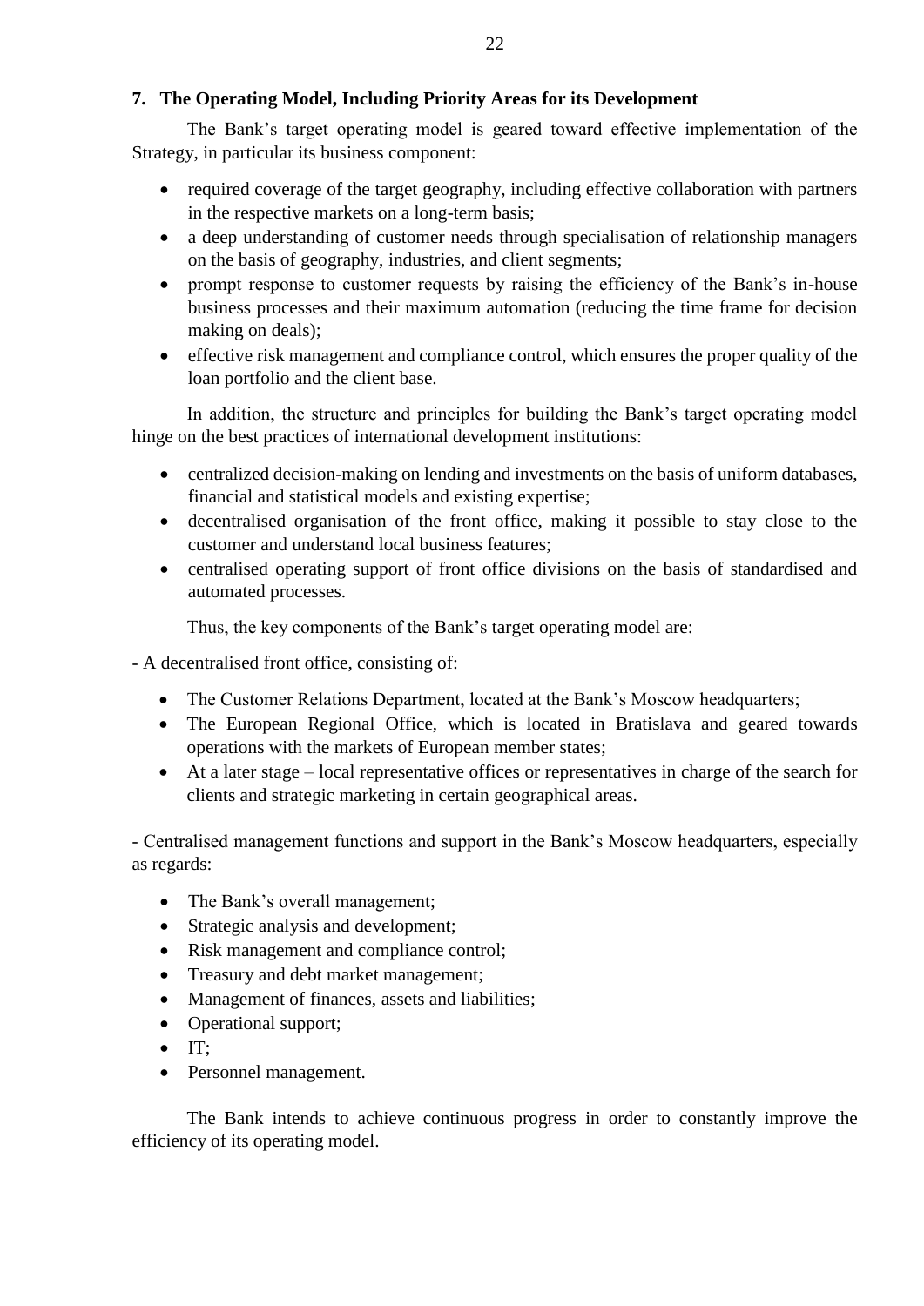## 7. The Operating Model, Including Priority Areas for its Development

The Bank's target operating model is geared toward effective implementation of the Strategy, in particular its business component:

- required coverage of the target geography, including effective collaboration with partners in the respective markets on a long-term basis;
- a deep understanding of customer needs through specialisation of relationship managers on the basis of geography, industries, and client segments;
- prompt response to customer requests by raising the efficiency of the Bank's in-house business processes and their maximum automation (reducing the time frame for decision making on deals);
- effective risk management and compliance control, which ensures the proper quality of the loan portfolio and the client base.

In addition, the structure and principles for building the Bank's target operating model hinge on the best practices of international development institutions:

- centralized decision-making on lending and investments on the basis of uniform databases, financial and statistical models and existing expertise;
- decentralised organisation of the front office, making it possible to stay close to the customer and understand local business features;
- centralised operating support of front office divisions on the basis of standardised and automated processes.

Thus, the key components of the Bank's target operating model are:

- A decentralised front office, consisting of:

  - The Customer Relations Department, located at the Bank's Moscow headquarters;
  - The European Regional Office, which is located in Bratislava and geared towards operations with the markets of European member states;
  - At a later stage – local representative offices or representatives in charge of the search for clients and strategic marketing in certain geographical areas.

- Centralised management functions and support in the Bank's Moscow headquarters, especially as regards:

  - The Bank's overall management;
  - Strategic analysis and development;
  - Risk management and compliance control;
  - Treasury and debt market management;
  - Management of finances, assets and liabilities;
  - Operational support;
  - IT;
  - Personnel management.

The Bank intends to achieve continuous progress in order to constantly improve the efficiency of its operating model.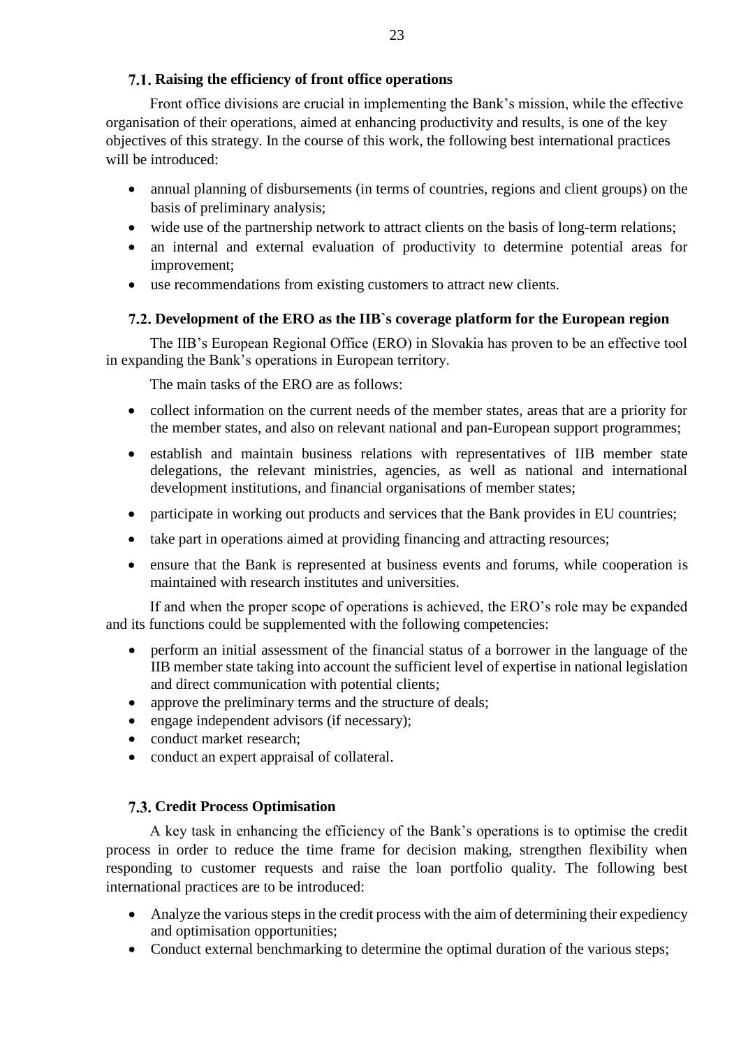### 7.1. Raising the efficiency of front office operations

Front office divisions are crucial in implementing the Bank's mission, while the effective organisation of their operations, aimed at enhancing productivity and results, is one of the key objectives of this strategy. In the course of this work, the following best international practices will be introduced:

- annual planning of disbursements (in terms of countries, regions and client groups) on the basis of preliminary analysis;
- wide use of the partnership network to attract clients on the basis of long-term relations;
- an internal and external evaluation of productivity to determine potential areas for improvement;
- use recommendations from existing customers to attract new clients.

### 7.2. Development of the ERO as the IIB`s coverage platform for the European region

The IIB's European Regional Office (ERO) in Slovakia has proven to be an effective tool in expanding the Bank's operations in European territory.

The main tasks of the ERO are as follows:

- collect information on the current needs of the member states, areas that are a priority for the member states, and also on relevant national and pan-European support programmes;
- establish and maintain business relations with representatives of IIB member state delegations, the relevant ministries, agencies, as well as national and international development institutions, and financial organisations of member states;
- participate in working out products and services that the Bank provides in EU countries;
- take part in operations aimed at providing financing and attracting resources;
- ensure that the Bank is represented at business events and forums, while cooperation is maintained with research institutes and universities.

If and when the proper scope of operations is achieved, the ERO's role may be expanded and its functions could be supplemented with the following competencies:

- perform an initial assessment of the financial status of a borrower in the language of the IIB member state taking into account the sufficient level of expertise in national legislation and direct communication with potential clients;
- approve the preliminary terms and the structure of deals;
- engage independent advisors (if necessary);
- conduct market research;
- conduct an expert appraisal of collateral.

### 7.3. Credit Process Optimisation

A key task in enhancing the efficiency of the Bank's operations is to optimise the credit process in order to reduce the time frame for decision making, strengthen flexibility when responding to customer requests and raise the loan portfolio quality. The following best international practices are to be introduced:

- Analyze the various steps in the credit process with the aim of determining their expediency and optimisation opportunities;
- Conduct external benchmarking to determine the optimal duration of the various steps;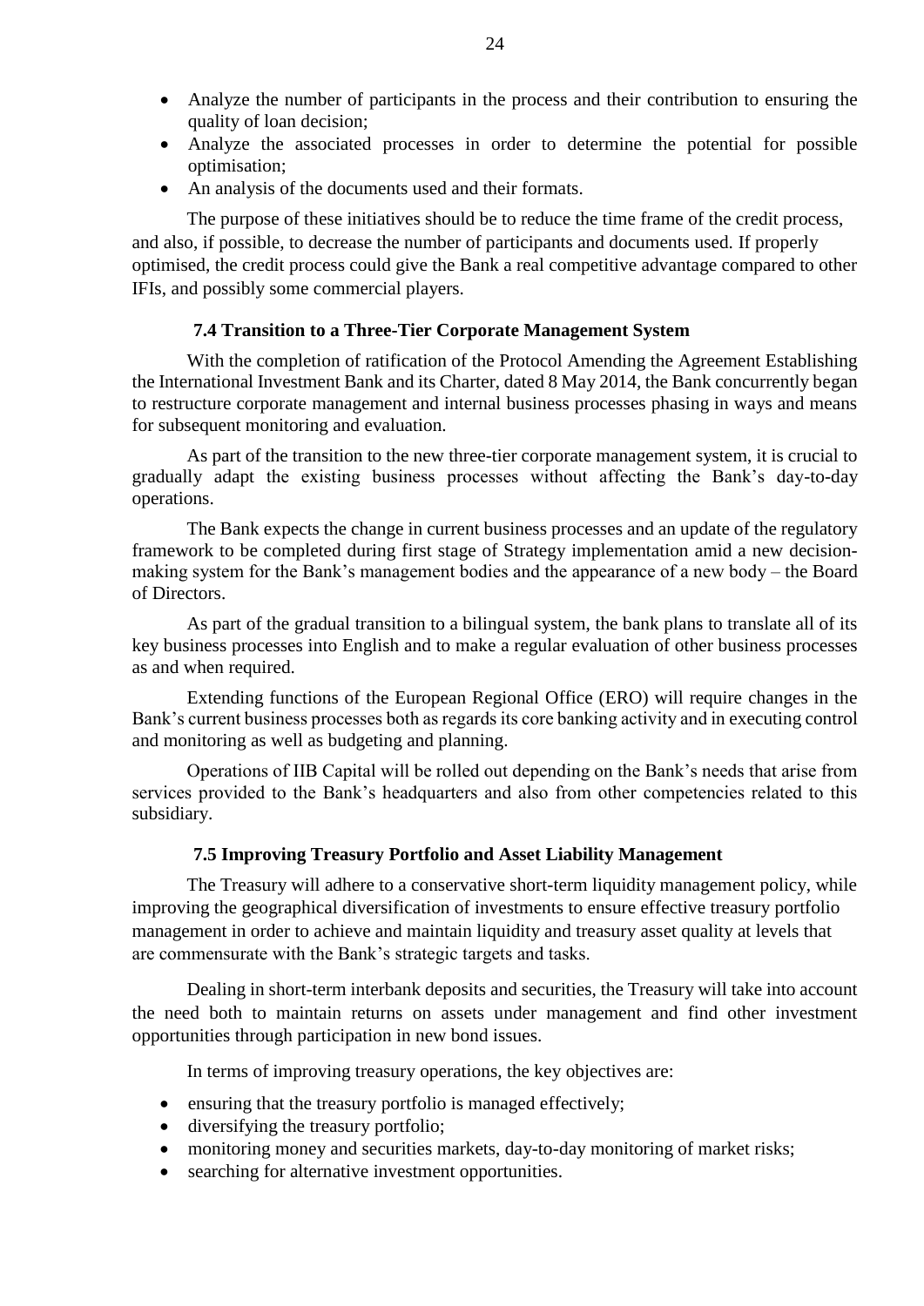- Analyze the number of participants in the process and their contribution to ensuring the quality of loan decision;
- Analyze the associated processes in order to determine the potential for possible optimisation;
- An analysis of the documents used and their formats.

The purpose of these initiatives should be to reduce the time frame of the credit process, and also, if possible, to decrease the number of participants and documents used. If properly optimised, the credit process could give the Bank a real competitive advantage compared to other IFIs, and possibly some commercial players.

### 7.4 Transition to a Three-Tier Corporate Management System

With the completion of ratification of the Protocol Amending the Agreement Establishing the International Investment Bank and its Charter, dated 8 May 2014, the Bank concurrently began to restructure corporate management and internal business processes phasing in ways and means for subsequent monitoring and evaluation.

As part of the transition to the new three-tier corporate management system, it is crucial to gradually adapt the existing business processes without affecting the Bank's day-to-day operations.

The Bank expects the change in current business processes and an update of the regulatory framework to be completed during first stage of Strategy implementation amid a new decision-making system for the Bank's management bodies and the appearance of a new body – the Board of Directors.

As part of the gradual transition to a bilingual system, the bank plans to translate all of its key business processes into English and to make a regular evaluation of other business processes as and when required.

Extending functions of the European Regional Office (ERO) will require changes in the Bank's current business processes both as regards its core banking activity and in executing control and monitoring as well as budgeting and planning.

Operations of IIB Capital will be rolled out depending on the Bank's needs that arise from services provided to the Bank's headquarters and also from other competencies related to this subsidiary.

### 7.5 Improving Treasury Portfolio and Asset Liability Management

The Treasury will adhere to a conservative short-term liquidity management policy, while improving the geographical diversification of investments to ensure effective treasury portfolio management in order to achieve and maintain liquidity and treasury asset quality at levels that are commensurate with the Bank's strategic targets and tasks.

Dealing in short-term interbank deposits and securities, the Treasury will take into account the need both to maintain returns on assets under management and find other investment opportunities through participation in new bond issues.

In terms of improving treasury operations, the key objectives are:

- ensuring that the treasury portfolio is managed effectively;
- diversifying the treasury portfolio;
- monitoring money and securities markets, day-to-day monitoring of market risks;
- searching for alternative investment opportunities.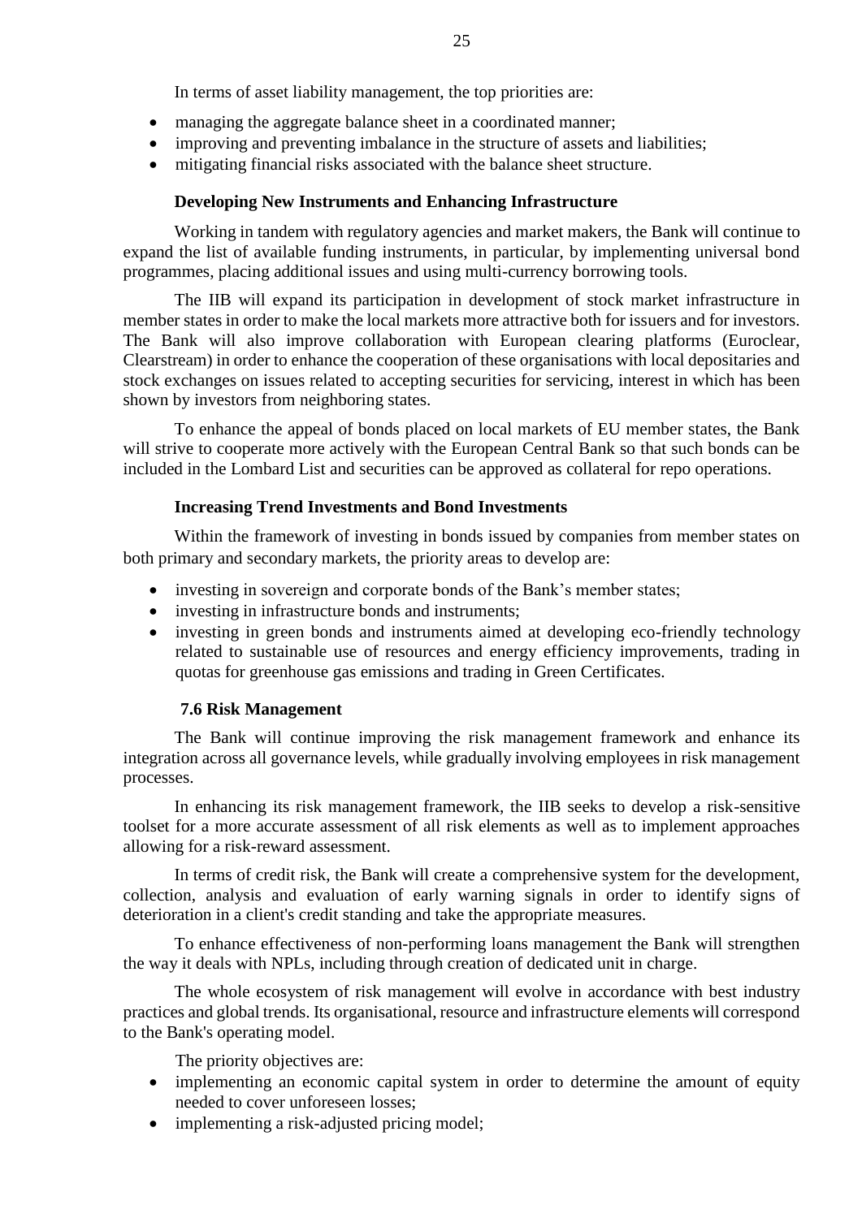In terms of asset liability management, the top priorities are:

- managing the aggregate balance sheet in a coordinated manner;
- improving and preventing imbalance in the structure of assets and liabilities;
- mitigating financial risks associated with the balance sheet structure.

**Developing New Instruments and Enhancing Infrastructure**

Working in tandem with regulatory agencies and market makers, the Bank will continue to expand the list of available funding instruments, in particular, by implementing universal bond programmes, placing additional issues and using multi-currency borrowing tools.

The IIB will expand its participation in development of stock market infrastructure in member states in order to make the local markets more attractive both for issuers and for investors. The Bank will also improve collaboration with European clearing platforms (Euroclear, Clearstream) in order to enhance the cooperation of these organisations with local depositaries and stock exchanges on issues related to accepting securities for servicing, interest in which has been shown by investors from neighboring states.

To enhance the appeal of bonds placed on local markets of EU member states, the Bank will strive to cooperate more actively with the European Central Bank so that such bonds can be included in the Lombard List and securities can be approved as collateral for repo operations.

**Increasing Trend Investments and Bond Investments**

Within the framework of investing in bonds issued by companies from member states on both primary and secondary markets, the priority areas to develop are:

- investing in sovereign and corporate bonds of the Bank's member states;
- investing in infrastructure bonds and instruments;
- investing in green bonds and instruments aimed at developing eco-friendly technology related to sustainable use of resources and energy efficiency improvements, trading in quotas for greenhouse gas emissions and trading in Green Certificates.

## 7.6 Risk Management

The Bank will continue improving the risk management framework and enhance its integration across all governance levels, while gradually involving employees in risk management processes.

In enhancing its risk management framework, the IIB seeks to develop a risk-sensitive toolset for a more accurate assessment of all risk elements as well as to implement approaches allowing for a risk-reward assessment.

In terms of credit risk, the Bank will create a comprehensive system for the development, collection, analysis and evaluation of early warning signals in order to identify signs of deterioration in a client's credit standing and take the appropriate measures.

To enhance effectiveness of non-performing loans management the Bank will strengthen the way it deals with NPLs, including through creation of dedicated unit in charge.

The whole ecosystem of risk management will evolve in accordance with best industry practices and global trends. Its organisational, resource and infrastructure elements will correspond to the Bank's operating model.

The priority objectives are:

- implementing an economic capital system in order to determine the amount of equity needed to cover unforeseen losses;
- implementing a risk-adjusted pricing model;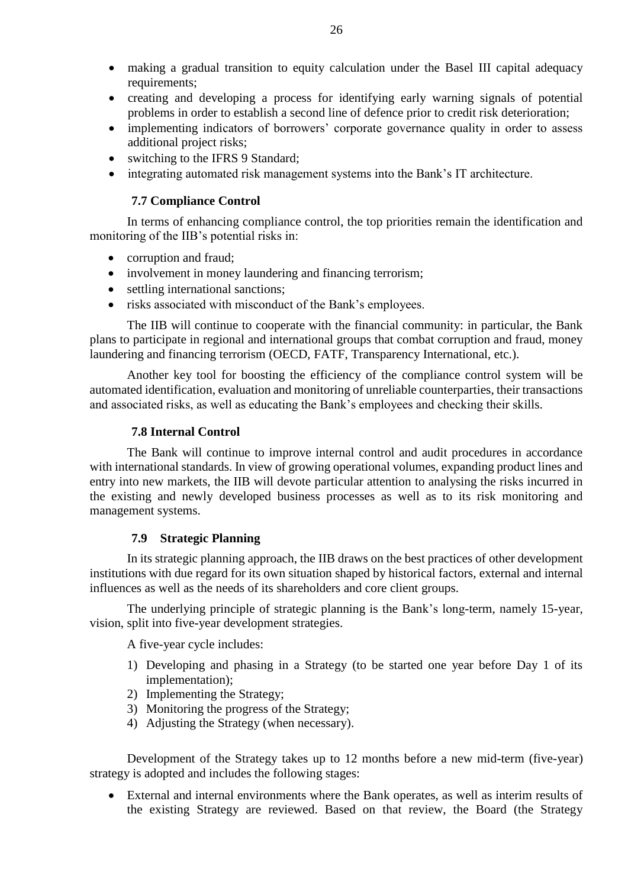- making a gradual transition to equity calculation under the Basel III capital adequacy requirements;
- creating and developing a process for identifying early warning signals of potential problems in order to establish a second line of defence prior to credit risk deterioration;
- implementing indicators of borrowers' corporate governance quality in order to assess additional project risks;
- switching to the IFRS 9 Standard;
- integrating automated risk management systems into the Bank's IT architecture.

### 7.7 Compliance Control

In terms of enhancing compliance control, the top priorities remain the identification and monitoring of the IIB's potential risks in:

- corruption and fraud;
- involvement in money laundering and financing terrorism;
- settling international sanctions;
- risks associated with misconduct of the Bank's employees.

The IIB will continue to cooperate with the financial community: in particular, the Bank plans to participate in regional and international groups that combat corruption and fraud, money laundering and financing terrorism (OECD, FATF, Transparency International, etc.).

Another key tool for boosting the efficiency of the compliance control system will be automated identification, evaluation and monitoring of unreliable counterparties, their transactions and associated risks, as well as educating the Bank's employees and checking their skills.

### 7.8 Internal Control

The Bank will continue to improve internal control and audit procedures in accordance with international standards. In view of growing operational volumes, expanding product lines and entry into new markets, the IIB will devote particular attention to analysing the risks incurred in the existing and newly developed business processes as well as to its risk monitoring and management systems.

### 7.9 Strategic Planning

In its strategic planning approach, the IIB draws on the best practices of other development institutions with due regard for its own situation shaped by historical factors, external and internal influences as well as the needs of its shareholders and core client groups.

The underlying principle of strategic planning is the Bank's long-term, namely 15-year, vision, split into five-year development strategies.

A five-year cycle includes:

1) Developing and phasing in a Strategy (to be started one year before Day 1 of its implementation);
2) Implementing the Strategy;
3) Monitoring the progress of the Strategy;
4) Adjusting the Strategy (when necessary).

Development of the Strategy takes up to 12 months before a new mid-term (five-year) strategy is adopted and includes the following stages:

- External and internal environments where the Bank operates, as well as interim results of the existing Strategy are reviewed. Based on that review, the Board (the Strategy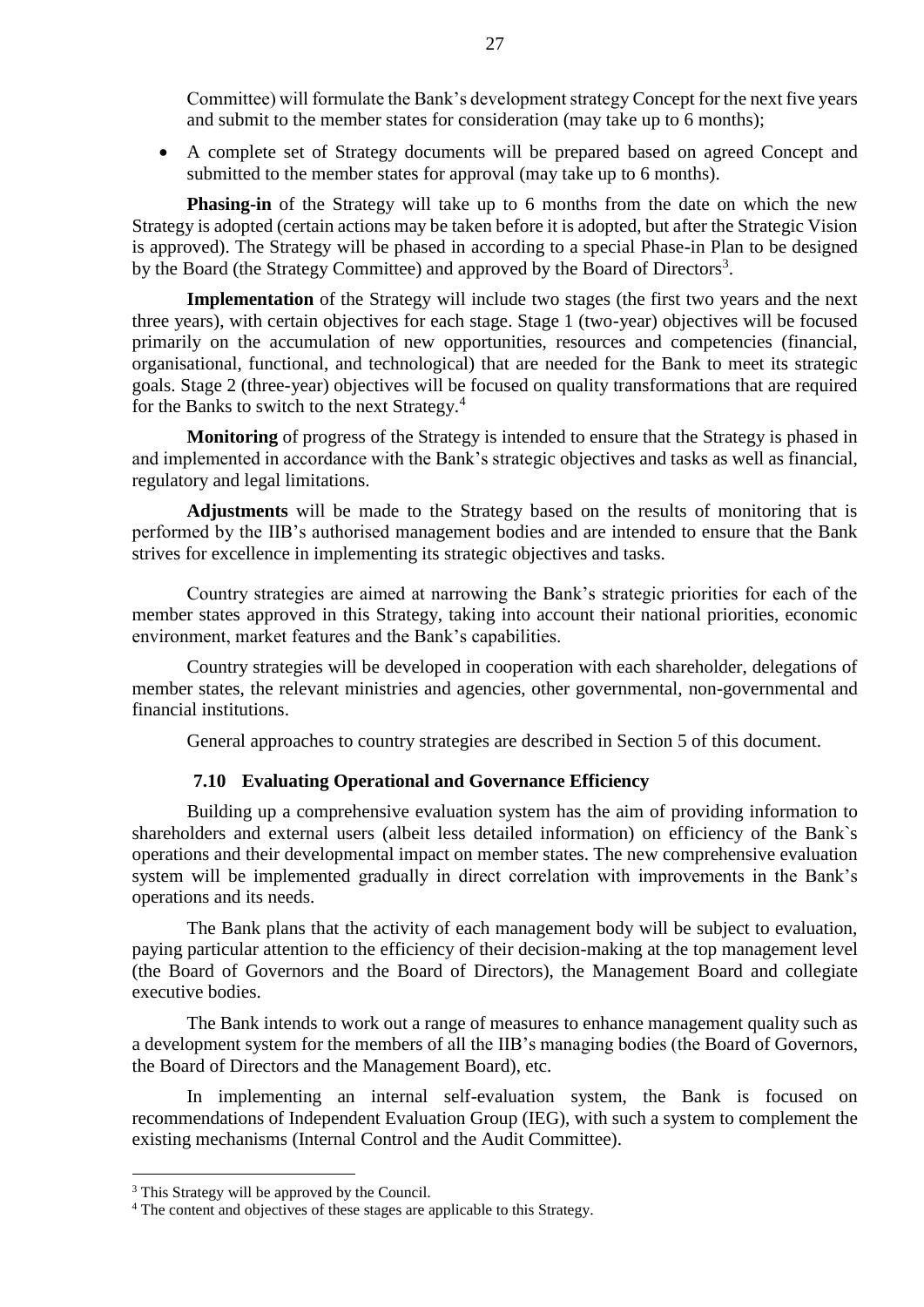Committee) will formulate the Bank's development strategy Concept for the next five years and submit to the member states for consideration (may take up to 6 months);

- A complete set of Strategy documents will be prepared based on agreed Concept and submitted to the member states for approval (may take up to 6 months).

**Phasing-in** of the Strategy will take up to 6 months from the date on which the new Strategy is adopted (certain actions may be taken before it is adopted, but after the Strategic Vision is approved). The Strategy will be phased in according to a special Phase-in Plan to be designed by the Board (the Strategy Committee) and approved by the Board of Directors[3].

**Implementation** of the Strategy will include two stages (the first two years and the next three years), with certain objectives for each stage. Stage 1 (two-year) objectives will be focused primarily on the accumulation of new opportunities, resources and competencies (financial, organisational, functional, and technological) that are needed for the Bank to meet its strategic goals. Stage 2 (three-year) objectives will be focused on quality transformations that are required for the Banks to switch to the next Strategy.[4]

**Monitoring** of progress of the Strategy is intended to ensure that the Strategy is phased in and implemented in accordance with the Bank's strategic objectives and tasks as well as financial, regulatory and legal limitations.

**Adjustments** will be made to the Strategy based on the results of monitoring that is performed by the IIB's authorised management bodies and are intended to ensure that the Bank strives for excellence in implementing its strategic objectives and tasks.

Country strategies are aimed at narrowing the Bank's strategic priorities for each of the member states approved in this Strategy, taking into account their national priorities, economic environment, market features and the Bank's capabilities.

Country strategies will be developed in cooperation with each shareholder, delegations of member states, the relevant ministries and agencies, other governmental, non-governmental and financial institutions.

General approaches to country strategies are described in Section 5 of this document.

### 7.10 Evaluating Operational and Governance Efficiency

Building up a comprehensive evaluation system has the aim of providing information to shareholders and external users (albeit less detailed information) on efficiency of the Bank`s operations and their developmental impact on member states. The new comprehensive evaluation system will be implemented gradually in direct correlation with improvements in the Bank's operations and its needs.

The Bank plans that the activity of each management body will be subject to evaluation, paying particular attention to the efficiency of their decision-making at the top management level (the Board of Governors and the Board of Directors), the Management Board and collegiate executive bodies.

The Bank intends to work out a range of measures to enhance management quality such as a development system for the members of all the IIB's managing bodies (the Board of Governors, the Board of Directors and the Management Board), etc.

In implementing an internal self-evaluation system, the Bank is focused on recommendations of Independent Evaluation Group (IEG), with such a system to complement the existing mechanisms (Internal Control and the Audit Committee).

---

[3] This Strategy will be approved by the Council.

[4] The content and objectives of these stages are applicable to this Strategy.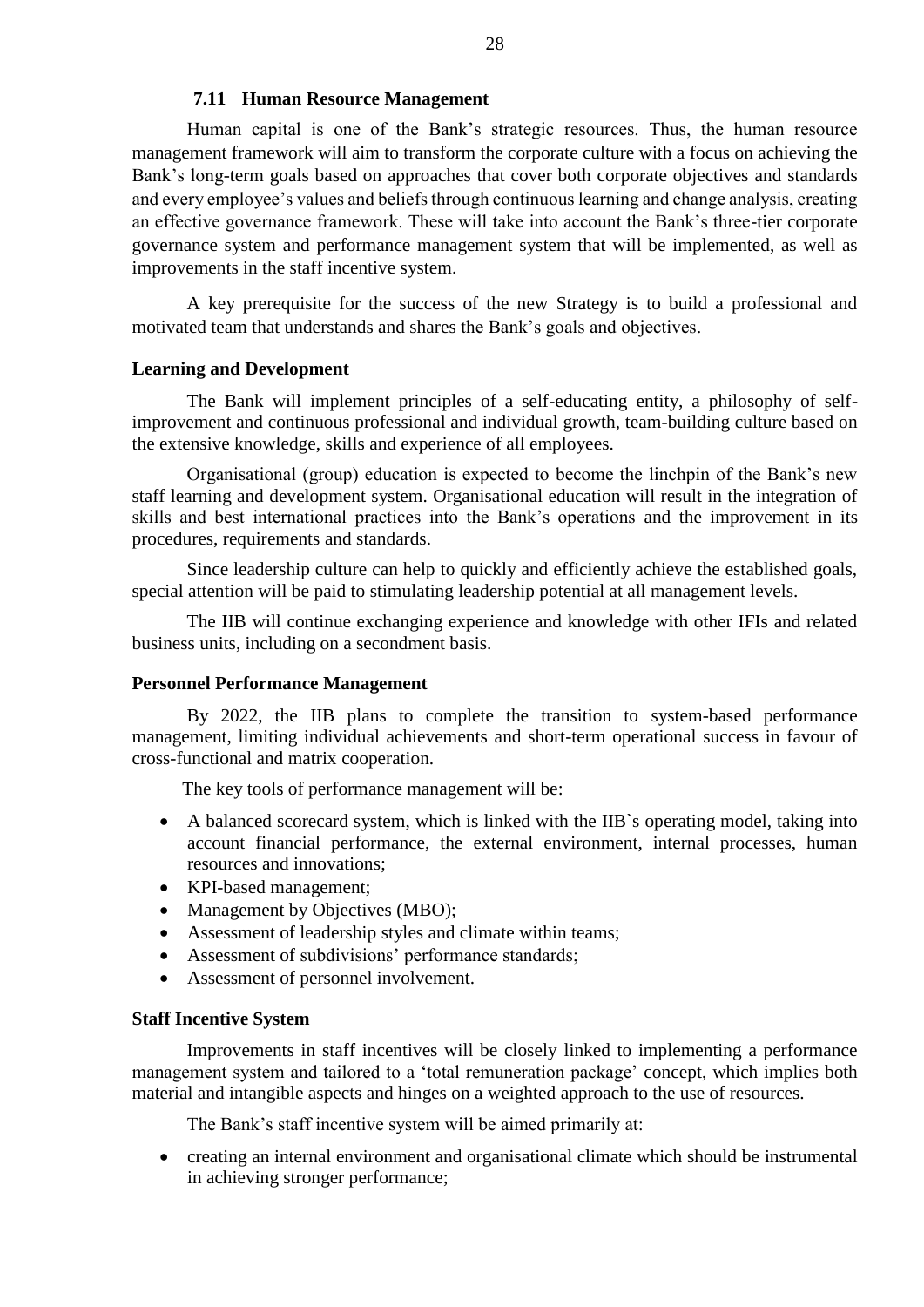### 7.11 Human Resource Management

Human capital is one of the Bank's strategic resources. Thus, the human resource management framework will aim to transform the corporate culture with a focus on achieving the Bank's long-term goals based on approaches that cover both corporate objectives and standards and every employee's values and beliefs through continuous learning and change analysis, creating an effective governance framework. These will take into account the Bank's three-tier corporate governance system and performance management system that will be implemented, as well as improvements in the staff incentive system.

A key prerequisite for the success of the new Strategy is to build a professional and motivated team that understands and shares the Bank's goals and objectives.

**Learning and Development**

The Bank will implement principles of a self-educating entity, a philosophy of self-improvement and continuous professional and individual growth, team-building culture based on the extensive knowledge, skills and experience of all employees.

Organisational (group) education is expected to become the linchpin of the Bank's new staff learning and development system. Organisational education will result in the integration of skills and best international practices into the Bank's operations and the improvement in its procedures, requirements and standards.

Since leadership culture can help to quickly and efficiently achieve the established goals, special attention will be paid to stimulating leadership potential at all management levels.

The IIB will continue exchanging experience and knowledge with other IFIs and related business units, including on a secondment basis.

**Personnel Performance Management**

By 2022, the IIB plans to complete the transition to system-based performance management, limiting individual achievements and short-term operational success in favour of cross-functional and matrix cooperation.

The key tools of performance management will be:

- A balanced scorecard system, which is linked with the IIB`s operating model, taking into account financial performance, the external environment, internal processes, human resources and innovations;
- KPI-based management;
- Management by Objectives (MBO);
- Assessment of leadership styles and climate within teams;
- Assessment of subdivisions' performance standards;
- Assessment of personnel involvement.

**Staff Incentive System**

Improvements in staff incentives will be closely linked to implementing a performance management system and tailored to a 'total remuneration package' concept, which implies both material and intangible aspects and hinges on a weighted approach to the use of resources.

The Bank's staff incentive system will be aimed primarily at:

- creating an internal environment and organisational climate which should be instrumental in achieving stronger performance;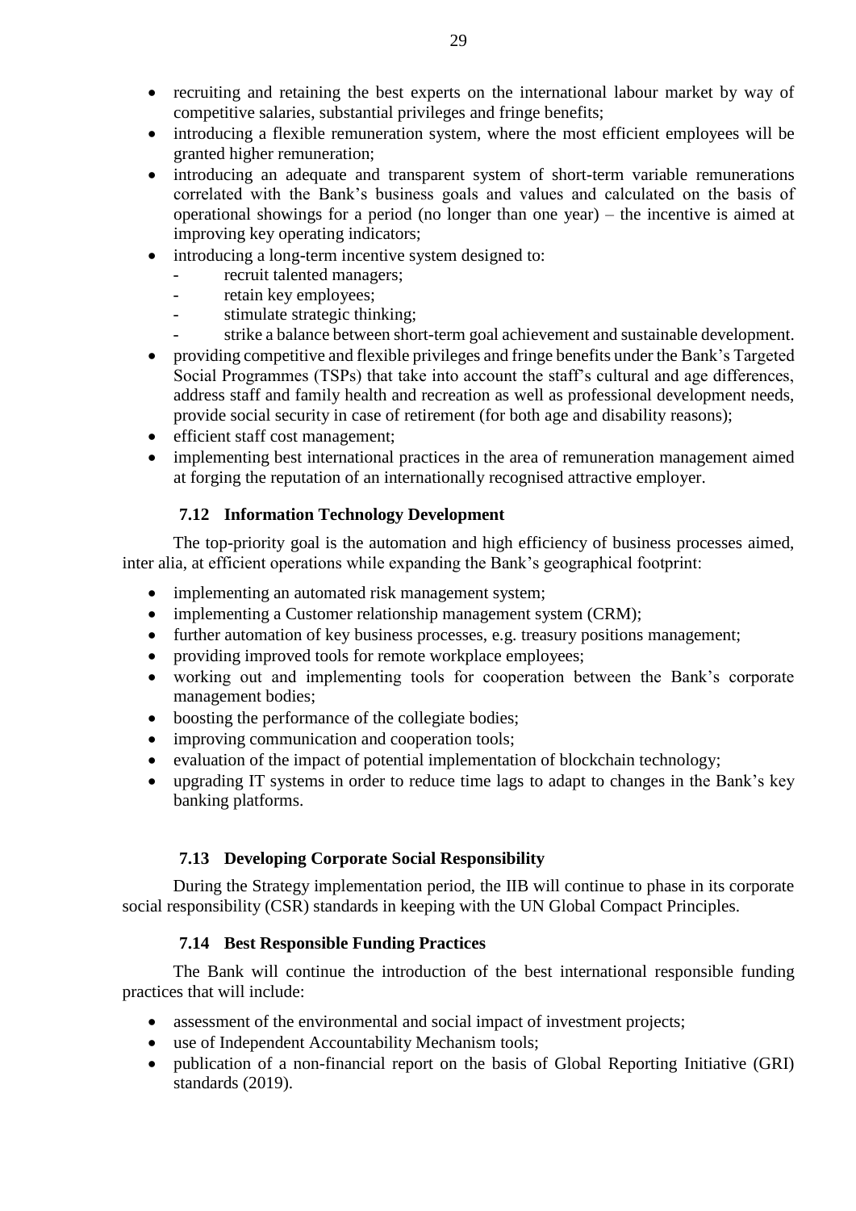- recruiting and retaining the best experts on the international labour market by way of competitive salaries, substantial privileges and fringe benefits;
- introducing a flexible remuneration system, where the most efficient employees will be granted higher remuneration;
- introducing an adequate and transparent system of short-term variable remunerations correlated with the Bank's business goals and values and calculated on the basis of operational showings for a period (no longer than one year) – the incentive is aimed at improving key operating indicators;
- introducing a long-term incentive system designed to:
  - recruit talented managers;
  - retain key employees;
  - stimulate strategic thinking;
  - strike a balance between short-term goal achievement and sustainable development.
- providing competitive and flexible privileges and fringe benefits under the Bank's Targeted Social Programmes (TSPs) that take into account the staff's cultural and age differences, address staff and family health and recreation as well as professional development needs, provide social security in case of retirement (for both age and disability reasons);
- efficient staff cost management;
- implementing best international practices in the area of remuneration management aimed at forging the reputation of an internationally recognised attractive employer.

### 7.12 Information Technology Development

The top-priority goal is the automation and high efficiency of business processes aimed, inter alia, at efficient operations while expanding the Bank's geographical footprint:

- implementing an automated risk management system;
- implementing a Customer relationship management system (CRM);
- further automation of key business processes, e.g. treasury positions management;
- providing improved tools for remote workplace employees;
- working out and implementing tools for cooperation between the Bank's corporate management bodies;
- boosting the performance of the collegiate bodies;
- improving communication and cooperation tools;
- evaluation of the impact of potential implementation of blockchain technology;
- upgrading IT systems in order to reduce time lags to adapt to changes in the Bank's key banking platforms.

### 7.13 Developing Corporate Social Responsibility

During the Strategy implementation period, the IIB will continue to phase in its corporate social responsibility (CSR) standards in keeping with the UN Global Compact Principles.

### 7.14 Best Responsible Funding Practices

The Bank will continue the introduction of the best international responsible funding practices that will include:

- assessment of the environmental and social impact of investment projects;
- use of Independent Accountability Mechanism tools;
- publication of a non-financial report on the basis of Global Reporting Initiative (GRI) standards (2019).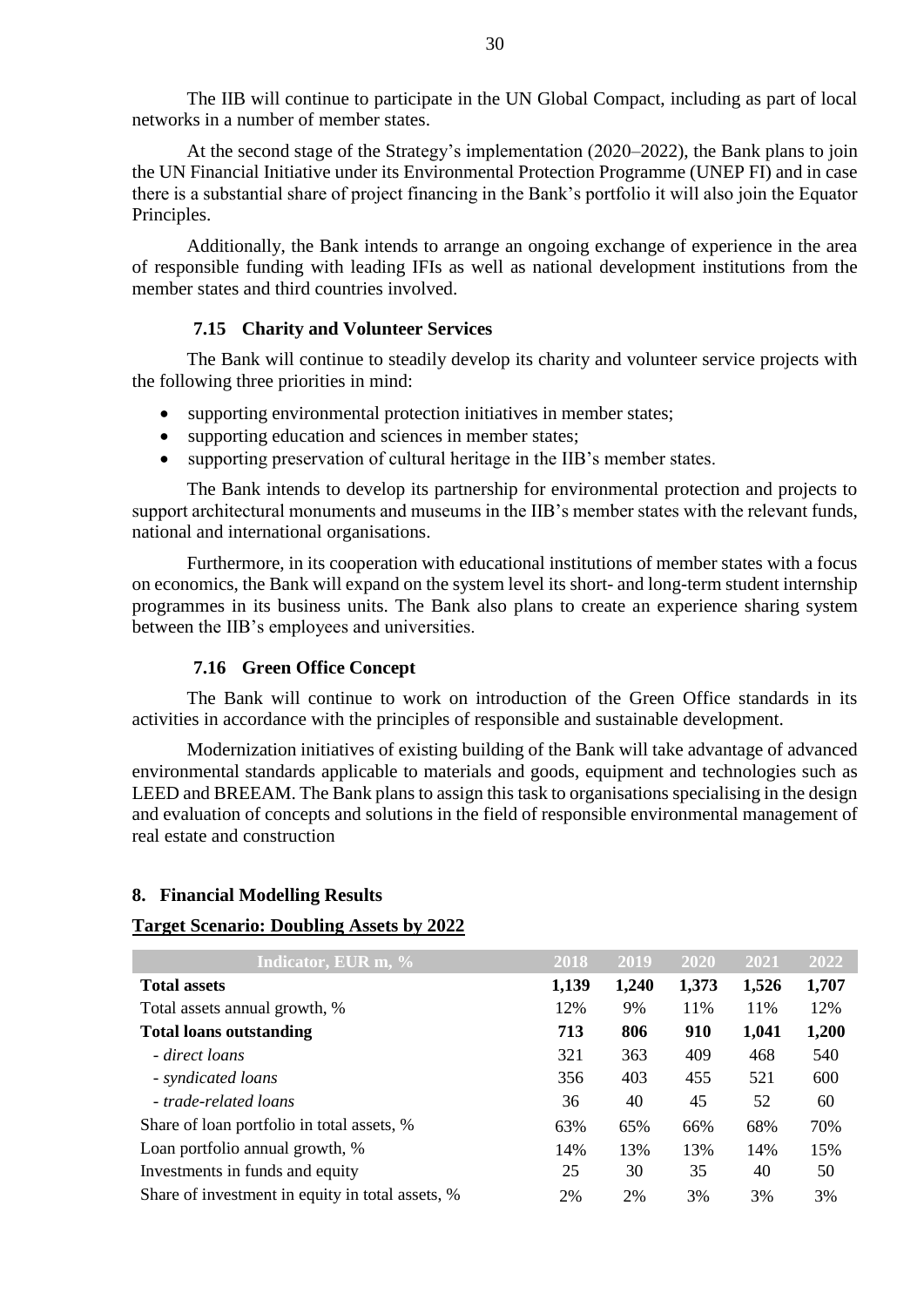The IIB will continue to participate in the UN Global Compact, including as part of local networks in a number of member states.

At the second stage of the Strategy's implementation (2020–2022), the Bank plans to join the UN Financial Initiative under its Environmental Protection Programme (UNEP FI) and in case there is a substantial share of project financing in the Bank's portfolio it will also join the Equator Principles.

Additionally, the Bank intends to arrange an ongoing exchange of experience in the area of responsible funding with leading IFIs as well as national development institutions from the member states and third countries involved.

### 7.15 Charity and Volunteer Services

The Bank will continue to steadily develop its charity and volunteer service projects with the following three priorities in mind:

- supporting environmental protection initiatives in member states;
- supporting education and sciences in member states;
- supporting preservation of cultural heritage in the IIB's member states.

The Bank intends to develop its partnership for environmental protection and projects to support architectural monuments and museums in the IIB's member states with the relevant funds, national and international organisations.

Furthermore, in its cooperation with educational institutions of member states with a focus on economics, the Bank will expand on the system level its short- and long-term student internship programmes in its business units. The Bank also plans to create an experience sharing system between the IIB's employees and universities.

### 7.16 Green Office Concept

The Bank will continue to work on introduction of the Green Office standards in its activities in accordance with the principles of responsible and sustainable development.

Modernization initiatives of existing building of the Bank will take advantage of advanced environmental standards applicable to materials and goods, equipment and technologies such as LEED and BREEAM. The Bank plans to assign this task to organisations specialising in the design and evaluation of concepts and solutions in the field of responsible environmental management of real estate and construction

## 8. Financial Modelling Results

**Target Scenario: Doubling Assets by 2022**

| Indicator, EUR m, % | 2018 | 2019 | 2020 | 2021 | 2022 |
|---|---|---|---|---|---|
| **Total assets** | **1,139** | **1,240** | **1,373** | **1,526** | **1,707** |
| Total assets annual growth, % | 12% | 9% | 11% | 11% | 12% |
| **Total loans outstanding** | **713** | **806** | **910** | **1,041** | **1,200** |
| *- direct loans* | 321 | 363 | 409 | 468 | 540 |
| *- syndicated loans* | 356 | 403 | 455 | 521 | 600 |
| *- trade-related loans* | 36 | 40 | 45 | 52 | 60 |
| Share of loan portfolio in total assets, % | 63% | 65% | 66% | 68% | 70% |
| Loan portfolio annual growth, % | 14% | 13% | 13% | 14% | 15% |
| Investments in funds and equity | 25 | 30 | 35 | 40 | 50 |
| Share of investment in equity in total assets, % | 2% | 2% | 3% | 3% | 3% |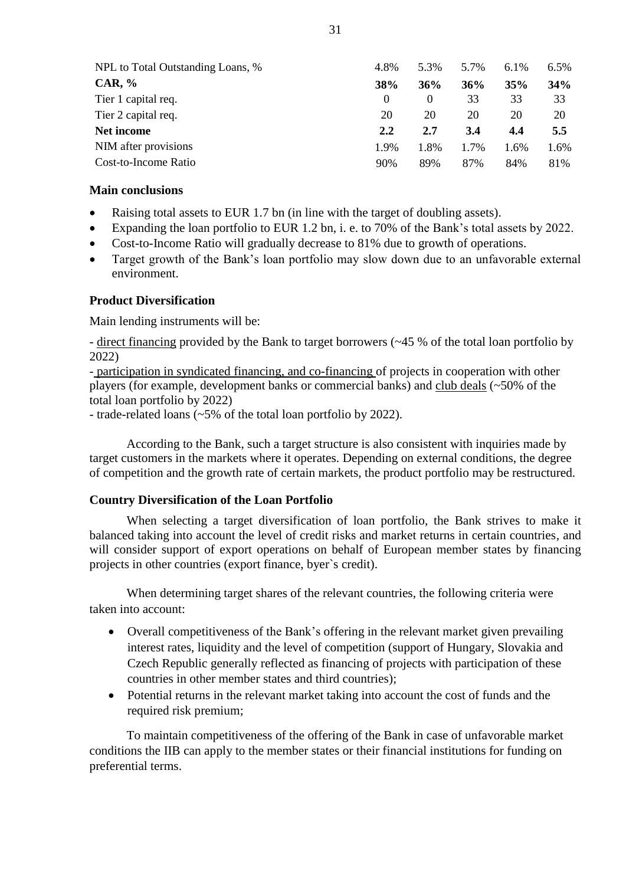| | | | | | |
|---|---|---|---|---|---|
| NPL to Total Outstanding Loans, % | 4.8% | 5.3% | 5.7% | 6.1% | 6.5% |
| **CAR, %** | **38%** | **36%** | **36%** | **35%** | **34%** |
| Tier 1 capital req. | 0 | 0 | 33 | 33 | 33 |
| Tier 2 capital req. | 20 | 20 | 20 | 20 | 20 |
| **Net income** | **2.2** | **2.7** | **3.4** | **4.4** | **5.5** |
| NIM after provisions | 1.9% | 1.8% | 1.7% | 1.6% | 1.6% |
| Cost-to-Income Ratio | 90% | 89% | 87% | 84% | 81% |

**Main conclusions**

- Raising total assets to EUR 1.7 bn (in line with the target of doubling assets).
- Expanding the loan portfolio to EUR 1.2 bn, i. e. to 70% of the Bank's total assets by 2022.
- Cost-to-Income Ratio will gradually decrease to 81% due to growth of operations.
- Target growth of the Bank's loan portfolio may slow down due to an unfavorable external environment.

**Product Diversification**

Main lending instruments will be:

- direct financing provided by the Bank to target borrowers (~45 % of the total loan portfolio by 2022)
- participation in syndicated financing, and co-financing of projects in cooperation with other players (for example, development banks or commercial banks) and club deals (~50% of the total loan portfolio by 2022)
- trade-related loans (~5% of the total loan portfolio by 2022).

According to the Bank, such a target structure is also consistent with inquiries made by target customers in the markets where it operates. Depending on external conditions, the degree of competition and the growth rate of certain markets, the product portfolio may be restructured.

**Country Diversification of the Loan Portfolio**

When selecting a target diversification of loan portfolio, the Bank strives to make it balanced taking into account the level of credit risks and market returns in certain countries, and will consider support of export operations on behalf of European member states by financing projects in other countries (export finance, byer`s credit).

When determining target shares of the relevant countries, the following criteria were taken into account:

- Overall competitiveness of the Bank's offering in the relevant market given prevailing interest rates, liquidity and the level of competition (support of Hungary, Slovakia and Czech Republic generally reflected as financing of projects with participation of these countries in other member states and third countries);
- Potential returns in the relevant market taking into account the cost of funds and the required risk premium;

To maintain competitiveness of the offering of the Bank in case of unfavorable market conditions the IIB can apply to the member states or their financial institutions for funding on preferential terms.